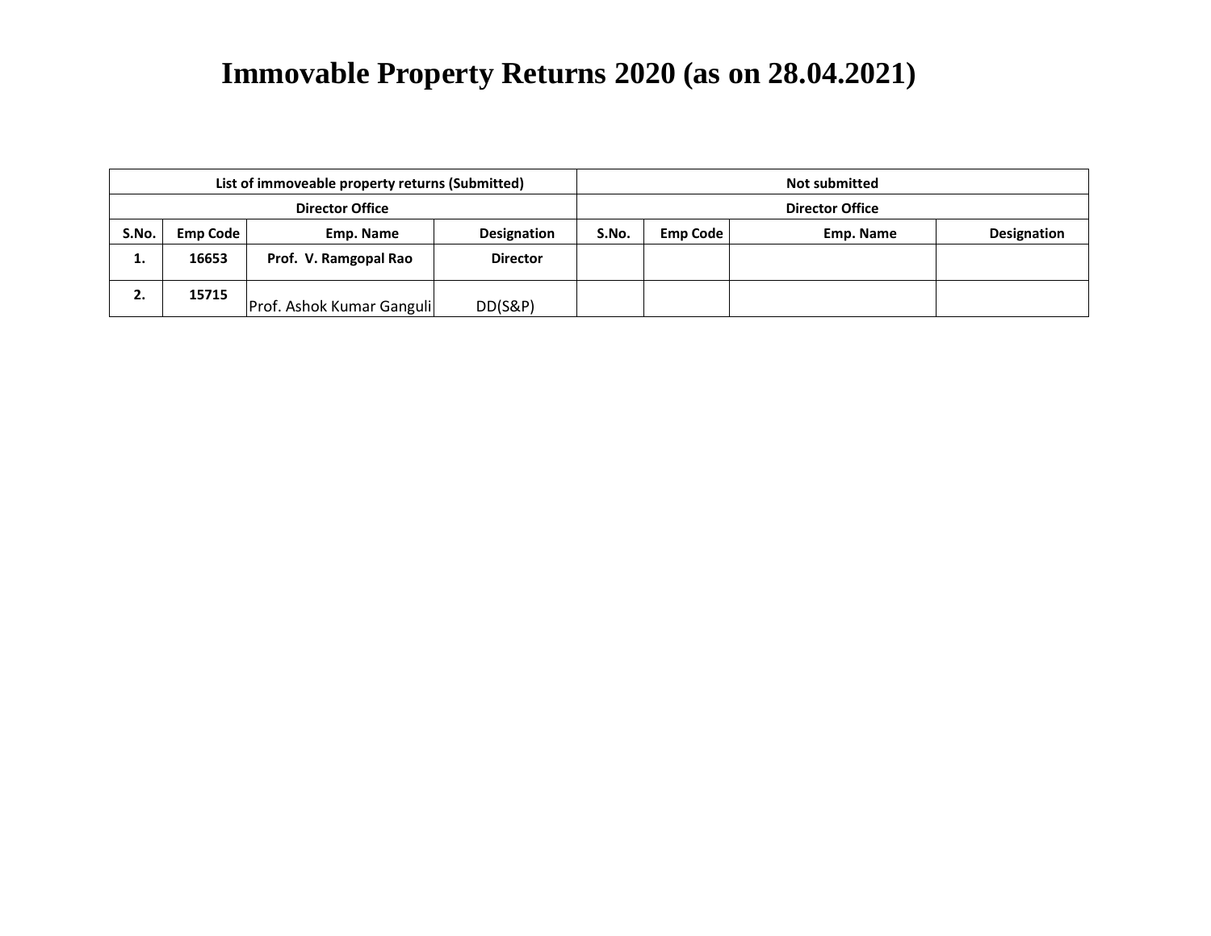# Immovable Property Returns 2020 (as on 28.04.2021)

| List of immoveable property returns (Submitted) | | | | Not submitted | | | |
|---|---|---|---|---|---|---|---|
| Director Office | | | | Director Office | | | |
| S.No. | Emp Code | Emp. Name | Designation | S.No. | Emp Code | Emp. Name | Designation |
| 1. | 16653 | Prof. V. Ramgopal Rao | Director | | | | |
| 2. | 15715 | Prof. Ashok Kumar Ganguli | DD(S&P) | | | | |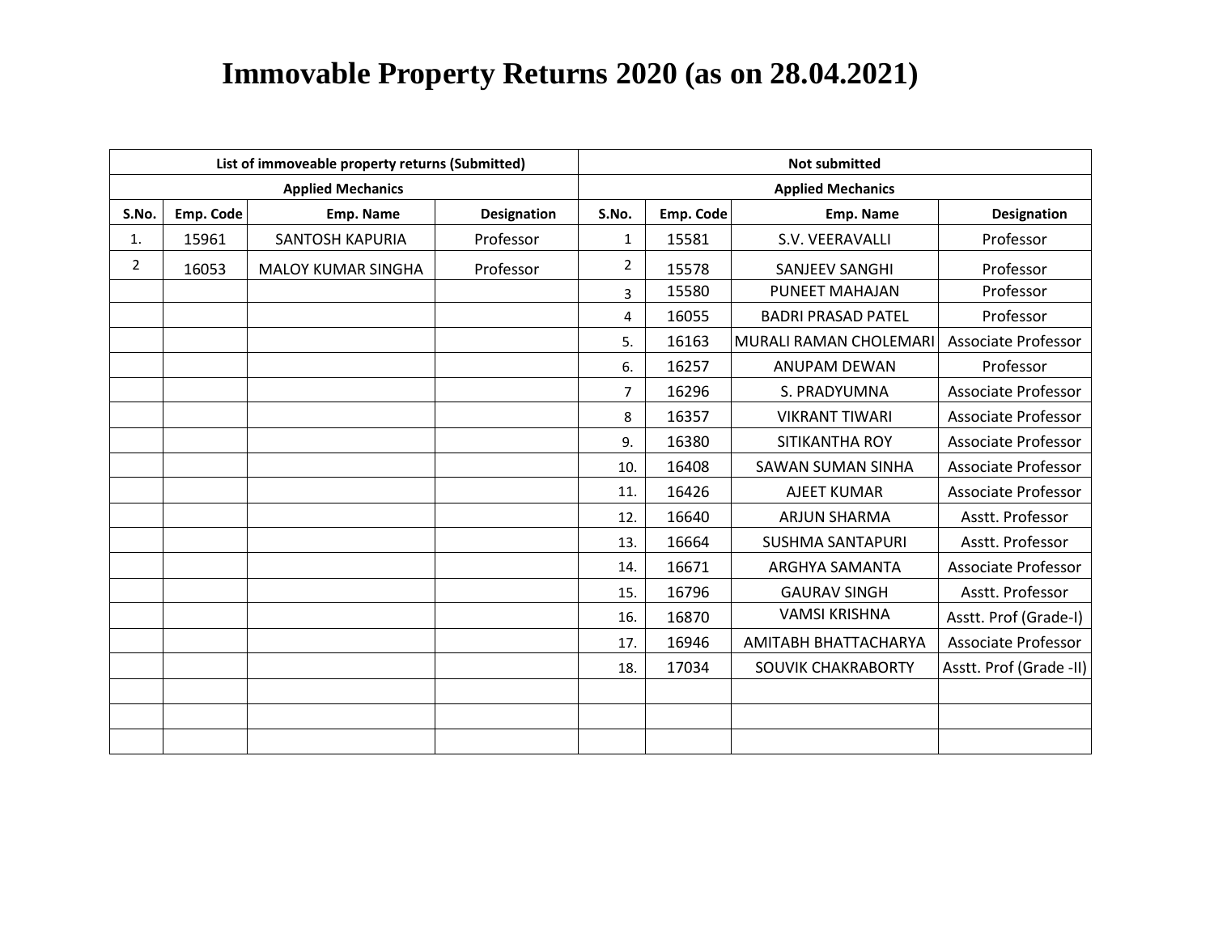# Immovable Property Returns 2020 (as on 28.04.2021)

| List of immoveable property returns (Submitted) | | | | Not submitted | | | |
|---|---|---|---|---|---|---|---|
| Applied Mechanics | | | | Applied Mechanics | | | |
| S.No. | Emp. Code | Emp. Name | Designation | S.No. | Emp. Code | Emp. Name | Designation |
| 1. | 15961 | SANTOSH KAPURIA | Professor | 1 | 15581 | S.V. VEERAVALLI | Professor |
| 2 | 16053 | MALOY KUMAR SINGHA | Professor | 2 | 15578 | SANJEEV SANGHI | Professor |
| | | | | 3 | 15580 | PUNEET MAHAJAN | Professor |
| | | | | 4 | 16055 | BADRI PRASAD PATEL | Professor |
| | | | | 5. | 16163 | MURALI RAMAN CHOLEMARI | Associate Professor |
| | | | | 6. | 16257 | ANUPAM DEWAN | Professor |
| | | | | 7 | 16296 | S. PRADYUMNA | Associate Professor |
| | | | | 8 | 16357 | VIKRANT TIWARI | Associate Professor |
| | | | | 9. | 16380 | SITIKANTHA ROY | Associate Professor |
| | | | | 10. | 16408 | SAWAN SUMAN SINHA | Associate Professor |
| | | | | 11. | 16426 | AJEET KUMAR | Associate Professor |
| | | | | 12. | 16640 | ARJUN SHARMA | Asstt. Professor |
| | | | | 13. | 16664 | SUSHMA SANTAPURI | Asstt. Professor |
| | | | | 14. | 16671 | ARGHYA SAMANTA | Associate Professor |
| | | | | 15. | 16796 | GAURAV SINGH | Asstt. Professor |
| | | | | 16. | 16870 | VAMSI KRISHNA | Asstt. Prof (Grade-I) |
| | | | | 17. | 16946 | AMITABH BHATTACHARYA | Associate Professor |
| | | | | 18. | 17034 | SOUVIK CHAKRABORTY | Asstt. Prof (Grade -II) |
| | | | | | | | |
| | | | | | | | |
| | | | | | | | |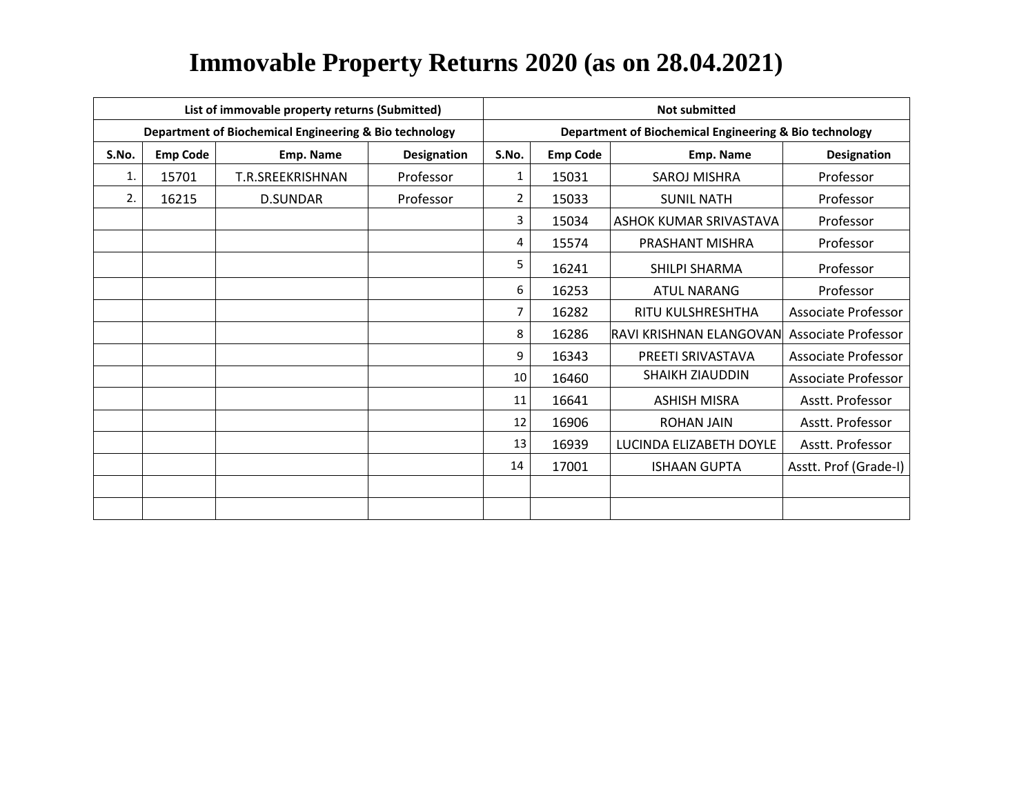# Immovable Property Returns 2020 (as on 28.04.2021)

| List of immovable property returns (Submitted) | | | | Not submitted | | | |
|---|---|---|---|---|---|---|---|
| Department of Biochemical Engineering & Bio technology | | | | Department of Biochemical Engineering & Bio technology | | | |
| S.No. | Emp Code | Emp. Name | Designation | S.No. | Emp Code | Emp. Name | Designation |
| 1. | 15701 | T.R.SREEKRISHNAN | Professor | 1 | 15031 | SAROJ MISHRA | Professor |
| 2. | 16215 | D.SUNDAR | Professor | 2 | 15033 | SUNIL NATH | Professor |
| | | | | 3 | 15034 | ASHOK KUMAR SRIVASTAVA | Professor |
| | | | | 4 | 15574 | PRASHANT MISHRA | Professor |
| | | | | 5 | 16241 | SHILPI SHARMA | Professor |
| | | | | 6 | 16253 | ATUL NARANG | Professor |
| | | | | 7 | 16282 | RITU KULSHRESHTHA | Associate Professor |
| | | | | 8 | 16286 | RAVI KRISHNAN ELANGOVAN | Associate Professor |
| | | | | 9 | 16343 | PREETI SRIVASTAVA | Associate Professor |
| | | | | 10 | 16460 | SHAIKH ZIAUDDIN | Associate Professor |
| | | | | 11 | 16641 | ASHISH MISRA | Asstt. Professor |
| | | | | 12 | 16906 | ROHAN JAIN | Asstt. Professor |
| | | | | 13 | 16939 | LUCINDA ELIZABETH DOYLE | Asstt. Professor |
| | | | | 14 | 17001 | ISHAAN GUPTA | Asstt. Prof (Grade-I) |
| | | | | | | | |
| | | | | | | | |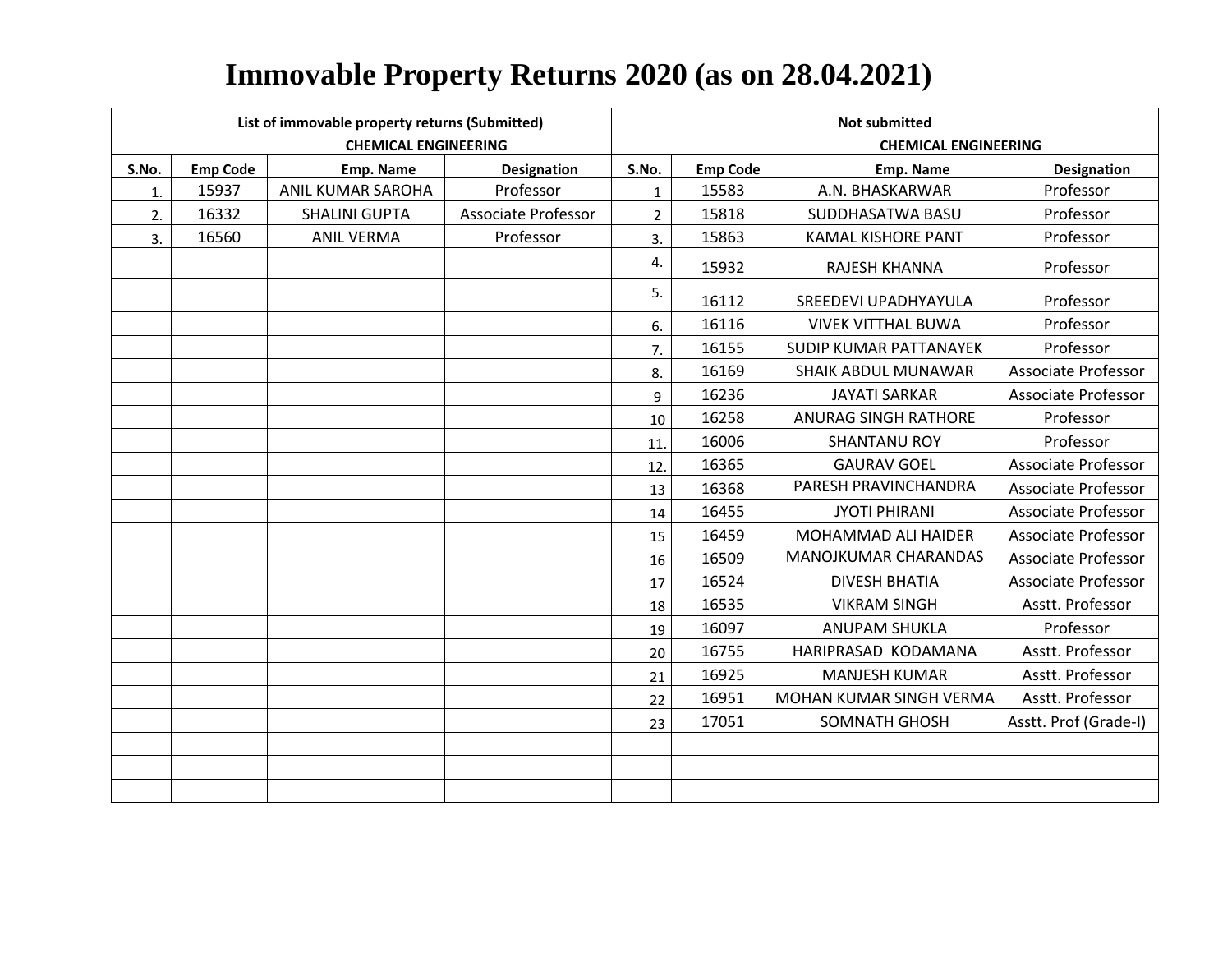# Immovable Property Returns 2020 (as on 28.04.2021)

| List of immovable property returns (Submitted) | | | | Not submitted | | | |
|---|---|---|---|---|---|---|---|
| CHEMICAL ENGINEERING | | | | CHEMICAL ENGINEERING | | | |
| S.No. | Emp Code | Emp. Name | Designation | S.No. | Emp Code | Emp. Name | Designation |
| 1. | 15937 | ANIL KUMAR SAROHA | Professor | 1 | 15583 | A.N. BHASKARWAR | Professor |
| 2. | 16332 | SHALINI GUPTA | Associate Professor | 2 | 15818 | SUDDHASATWA BASU | Professor |
| 3. | 16560 | ANIL VERMA | Professor | 3. | 15863 | KAMAL KISHORE PANT | Professor |
| | | | | 4. | 15932 | RAJESH KHANNA | Professor |
| | | | | 5. | 16112 | SREEDEVI UPADHYAYULA | Professor |
| | | | | 6. | 16116 | VIVEK VITTHAL BUWA | Professor |
| | | | | 7. | 16155 | SUDIP KUMAR PATTANAYEK | Professor |
| | | | | 8. | 16169 | SHAIK ABDUL MUNAWAR | Associate Professor |
| | | | | 9 | 16236 | JAYATI SARKAR | Associate Professor |
| | | | | 10 | 16258 | ANURAG SINGH RATHORE | Professor |
| | | | | 11. | 16006 | SHANTANU ROY | Professor |
| | | | | 12. | 16365 | GAURAV GOEL | Associate Professor |
| | | | | 13 | 16368 | PARESH PRAVINCHANDRA | Associate Professor |
| | | | | 14 | 16455 | JYOTI PHIRANI | Associate Professor |
| | | | | 15 | 16459 | MOHAMMAD ALI HAIDER | Associate Professor |
| | | | | 16 | 16509 | MANOJKUMAR CHARANDAS | Associate Professor |
| | | | | 17 | 16524 | DIVESH BHATIA | Associate Professor |
| | | | | 18 | 16535 | VIKRAM SINGH | Asstt. Professor |
| | | | | 19 | 16097 | ANUPAM SHUKLA | Professor |
| | | | | 20 | 16755 | HARIPRASAD KODAMANA | Asstt. Professor |
| | | | | 21 | 16925 | MANJESH KUMAR | Asstt. Professor |
| | | | | 22 | 16951 | MOHAN KUMAR SINGH VERMA | Asstt. Professor |
| | | | | 23 | 17051 | SOMNATH GHOSH | Asstt. Prof (Grade-I) |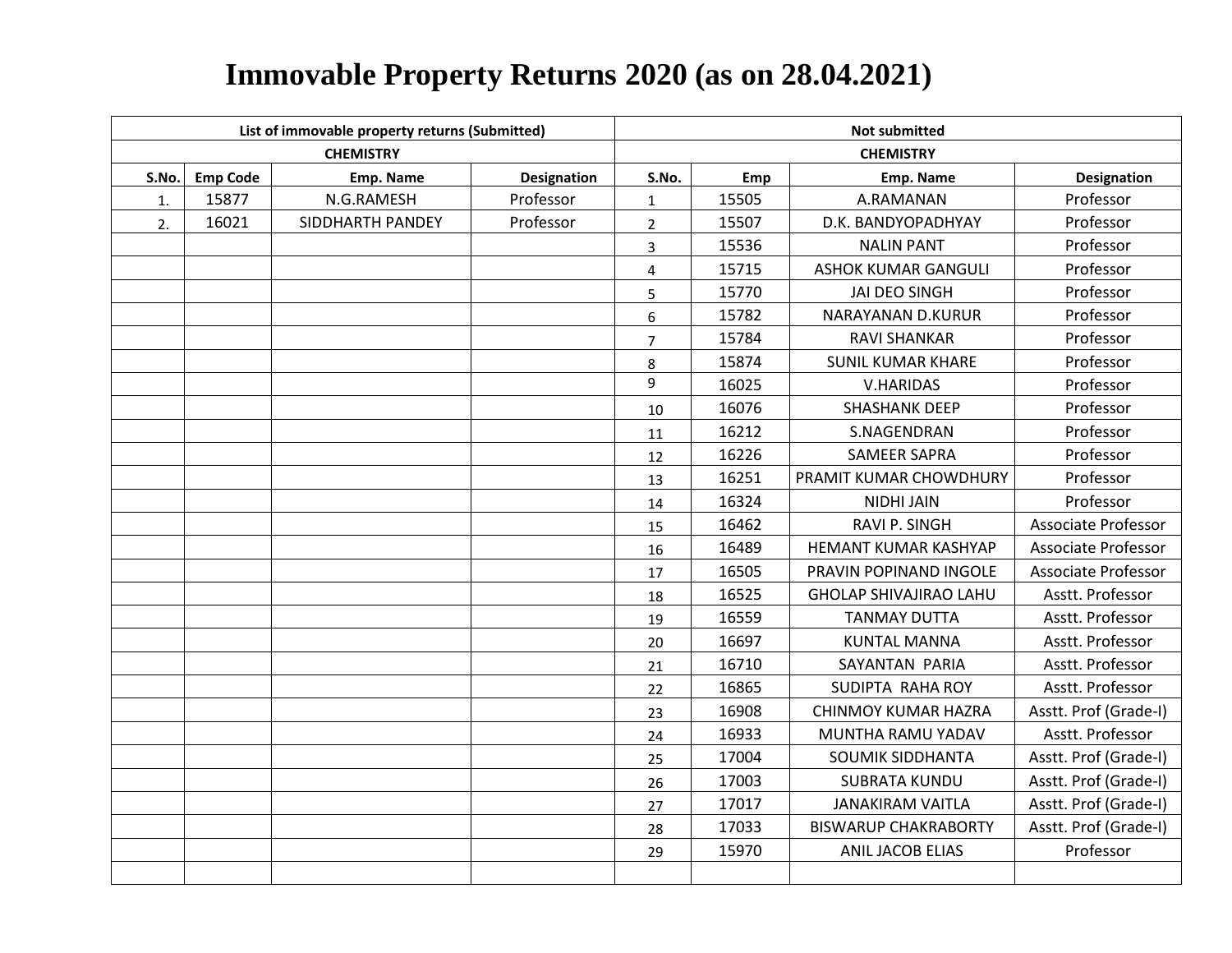# Immovable Property Returns 2020 (as on 28.04.2021)

| List of immovable property returns (Submitted) | | | | Not submitted | | | |
|---|---|---|---|---|---|---|---|
| CHEMISTRY | | | | CHEMISTRY | | | |
| S.No. | Emp Code | Emp. Name | Designation | S.No. | Emp | Emp. Name | Designation |
| 1. | 15877 | N.G.RAMESH | Professor | 1 | 15505 | A.RAMANAN | Professor |
| 2. | 16021 | SIDDHARTH PANDEY | Professor | 2 | 15507 | D.K. BANDYOPADHYAY | Professor |
| | | | | 3 | 15536 | NALIN PANT | Professor |
| | | | | 4 | 15715 | ASHOK KUMAR GANGULI | Professor |
| | | | | 5 | 15770 | JAI DEO SINGH | Professor |
| | | | | 6 | 15782 | NARAYANAN D.KURUR | Professor |
| | | | | 7 | 15784 | RAVI SHANKAR | Professor |
| | | | | 8 | 15874 | SUNIL KUMAR KHARE | Professor |
| | | | | 9 | 16025 | V.HARIDAS | Professor |
| | | | | 10 | 16076 | SHASHANK DEEP | Professor |
| | | | | 11 | 16212 | S.NAGENDRAN | Professor |
| | | | | 12 | 16226 | SAMEER SAPRA | Professor |
| | | | | 13 | 16251 | PRAMIT KUMAR CHOWDHURY | Professor |
| | | | | 14 | 16324 | NIDHI JAIN | Professor |
| | | | | 15 | 16462 | RAVI P. SINGH | Associate Professor |
| | | | | 16 | 16489 | HEMANT KUMAR KASHYAP | Associate Professor |
| | | | | 17 | 16505 | PRAVIN POPINAND INGOLE | Associate Professor |
| | | | | 18 | 16525 | GHOLAP SHIVAJIRAO LAHU | Asstt. Professor |
| | | | | 19 | 16559 | TANMAY DUTTA | Asstt. Professor |
| | | | | 20 | 16697 | KUNTAL MANNA | Asstt. Professor |
| | | | | 21 | 16710 | SAYANTAN PARIA | Asstt. Professor |
| | | | | 22 | 16865 | SUDIPTA RAHA ROY | Asstt. Professor |
| | | | | 23 | 16908 | CHINMOY KUMAR HAZRA | Asstt. Prof (Grade-I) |
| | | | | 24 | 16933 | MUNTHA RAMU YADAV | Asstt. Professor |
| | | | | 25 | 17004 | SOUMIK SIDDHANTA | Asstt. Prof (Grade-I) |
| | | | | 26 | 17003 | SUBRATA KUNDU | Asstt. Prof (Grade-I) |
| | | | | 27 | 17017 | JANAKIRAM VAITLA | Asstt. Prof (Grade-I) |
| | | | | 28 | 17033 | BISWARUP CHAKRABORTY | Asstt. Prof (Grade-I) |
| | | | | 29 | 15970 | ANIL JACOB ELIAS | Professor |
| | | | | | | | |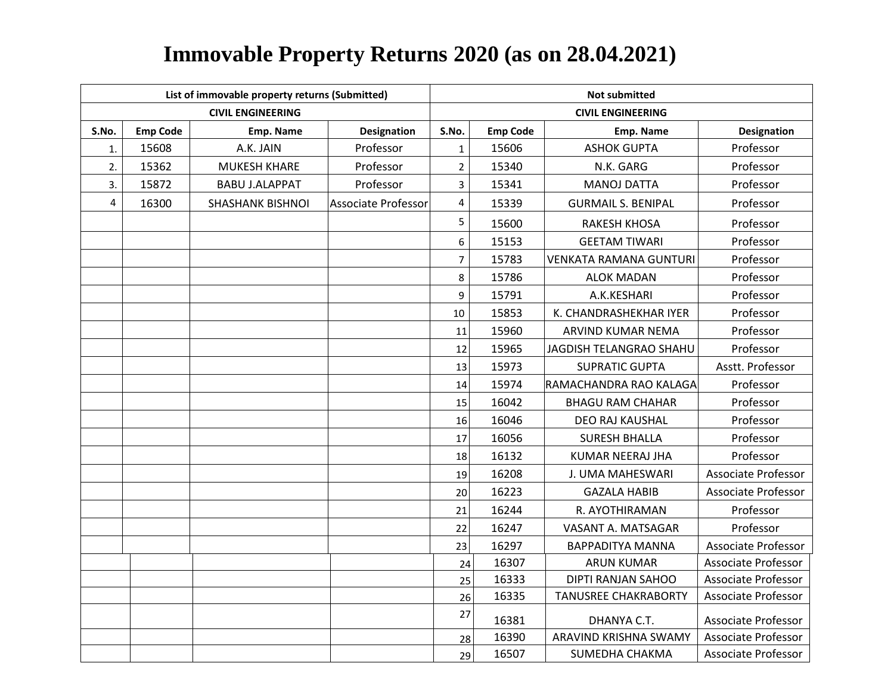# Immovable Property Returns 2020 (as on 28.04.2021)

| List of immovable property returns (Submitted) | | | | Not submitted | | | |
|---|---|---|---|---|---|---|---|
| CIVIL ENGINEERING | | | | CIVIL ENGINEERING | | | |
| S.No. | Emp Code | Emp. Name | Designation | S.No. | Emp Code | Emp. Name | Designation |
| 1. | 15608 | A.K. JAIN | Professor | 1 | 15606 | ASHOK GUPTA | Professor |
| 2. | 15362 | MUKESH KHARE | Professor | 2 | 15340 | N.K. GARG | Professor |
| 3. | 15872 | BABU J.ALAPPAT | Professor | 3 | 15341 | MANOJ DATTA | Professor |
| 4 | 16300 | SHASHANK BISHNOI | Associate Professor | 4 | 15339 | GURMAIL S. BENIPAL | Professor |
| | | | | 5 | 15600 | RAKESH KHOSA | Professor |
| | | | | 6 | 15153 | GEETAM TIWARI | Professor |
| | | | | 7 | 15783 | VENKATA RAMANA GUNTURI | Professor |
| | | | | 8 | 15786 | ALOK MADAN | Professor |
| | | | | 9 | 15791 | A.K.KESHARI | Professor |
| | | | | 10 | 15853 | K. CHANDRASHEKHAR IYER | Professor |
| | | | | 11 | 15960 | ARVIND KUMAR NEMA | Professor |
| | | | | 12 | 15965 | JAGDISH TELANGRAO SHAHU | Professor |
| | | | | 13 | 15973 | SUPRATIC GUPTA | Asstt. Professor |
| | | | | 14 | 15974 | RAMACHANDRA RAO KALAGA | Professor |
| | | | | 15 | 16042 | BHAGU RAM CHAHAR | Professor |
| | | | | 16 | 16046 | DEO RAJ KAUSHAL | Professor |
| | | | | 17 | 16056 | SURESH BHALLA | Professor |
| | | | | 18 | 16132 | KUMAR NEERAJ JHA | Professor |
| | | | | 19 | 16208 | J. UMA MAHESWARI | Associate Professor |
| | | | | 20 | 16223 | GAZALA HABIB | Associate Professor |
| | | | | 21 | 16244 | R. AYOTHIRAMAN | Professor |
| | | | | 22 | 16247 | VASANT A. MATSAGAR | Professor |
| | | | | 23 | 16297 | BAPPADITYA MANNA | Associate Professor |
| | | | | 24 | 16307 | ARUN KUMAR | Associate Professor |
| | | | | 25 | 16333 | DIPTI RANJAN SAHOO | Associate Professor |
| | | | | 26 | 16335 | TANUSREE CHAKRABORTY | Associate Professor |
| | | | | 27 | 16381 | DHANYA C.T. | Associate Professor |
| | | | | 28 | 16390 | ARAVIND KRISHNA SWAMY | Associate Professor |
| | | | | 29 | 16507 | SUMEDHA CHAKMA | Associate Professor |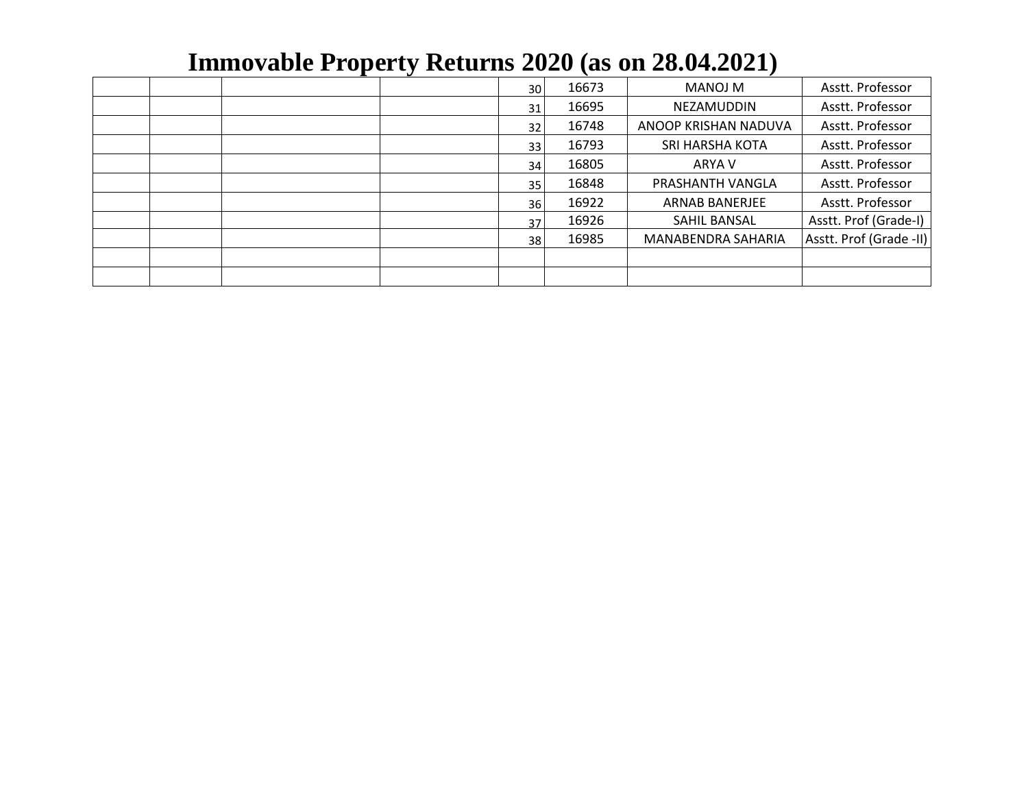# Immovable Property Returns 2020 (as on 28.04.2021)

| | | | | | | | |
|---|---|---|---|---|---|---|---|
| | | | | 30 | 16673 | MANOJ M | Asstt. Professor |
| | | | | 31 | 16695 | NEZAMUDDIN | Asstt. Professor |
| | | | | 32 | 16748 | ANOOP KRISHAN NADUVA | Asstt. Professor |
| | | | | 33 | 16793 | SRI HARSHA KOTA | Asstt. Professor |
| | | | | 34 | 16805 | ARYA V | Asstt. Professor |
| | | | | 35 | 16848 | PRASHANTH VANGLA | Asstt. Professor |
| | | | | 36 | 16922 | ARNAB BANERJEE | Asstt. Professor |
| | | | | 37 | 16926 | SAHIL BANSAL | Asstt. Prof (Grade-I) |
| | | | | 38 | 16985 | MANABENDRA SAHARIA | Asstt. Prof (Grade -II) |
| | | | | | | | |
| | | | | | | | |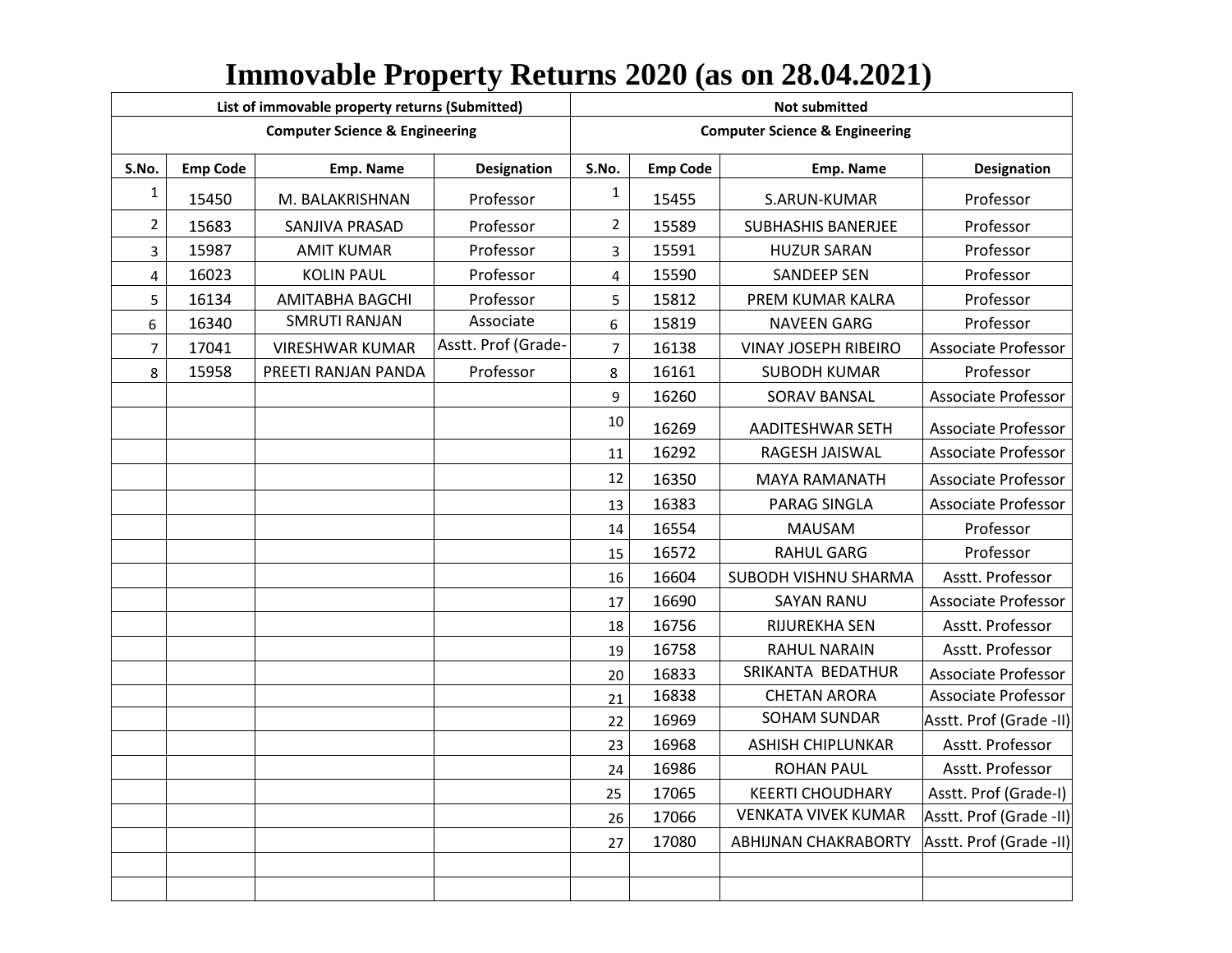# Immovable Property Returns 2020 (as on 28.04.2021)

| List of immovable property returns (Submitted) | | | | Not submitted | | | |
|---|---|---|---|---|---|---|---|
| Computer Science & Engineering | | | | Computer Science & Engineering | | | |
| S.No. | Emp Code | Emp. Name | Designation | S.No. | Emp Code | Emp. Name | Designation |
| 1 | 15450 | M. BALAKRISHNAN | Professor | 1 | 15455 | S.ARUN-KUMAR | Professor |
| 2 | 15683 | SANJIVA PRASAD | Professor | 2 | 15589 | SUBHASHIS BANERJEE | Professor |
| 3 | 15987 | AMIT KUMAR | Professor | 3 | 15591 | HUZUR SARAN | Professor |
| 4 | 16023 | KOLIN PAUL | Professor | 4 | 15590 | SANDEEP SEN | Professor |
| 5 | 16134 | AMITABHA BAGCHI | Professor | 5 | 15812 | PREM KUMAR KALRA | Professor |
| 6 | 16340 | SMRUTI RANJAN | Associate | 6 | 15819 | NAVEEN GARG | Professor |
| 7 | 17041 | VIRESHWAR KUMAR | Asstt. Prof (Grade- | 7 | 16138 | VINAY JOSEPH RIBEIRO | Associate Professor |
| 8 | 15958 | PREETI RANJAN PANDA | Professor | 8 | 16161 | SUBODH KUMAR | Professor |
| | | | | 9 | 16260 | SORAV BANSAL | Associate Professor |
| | | | | 10 | 16269 | AADITESHWAR SETH | Associate Professor |
| | | | | 11 | 16292 | RAGESH JAISWAL | Associate Professor |
| | | | | 12 | 16350 | MAYA RAMANATH | Associate Professor |
| | | | | 13 | 16383 | PARAG SINGLA | Associate Professor |
| | | | | 14 | 16554 | MAUSAM | Professor |
| | | | | 15 | 16572 | RAHUL GARG | Professor |
| | | | | 16 | 16604 | SUBODH VISHNU SHARMA | Asstt. Professor |
| | | | | 17 | 16690 | SAYAN RANU | Associate Professor |
| | | | | 18 | 16756 | RIJUREKHA SEN | Asstt. Professor |
| | | | | 19 | 16758 | RAHUL NARAIN | Asstt. Professor |
| | | | | 20 | 16833 | SRIKANTA BEDATHUR | Associate Professor |
| | | | | 21 | 16838 | CHETAN ARORA | Associate Professor |
| | | | | 22 | 16969 | SOHAM SUNDAR | Asstt. Prof (Grade -II) |
| | | | | 23 | 16968 | ASHISH CHIPLUNKAR | Asstt. Professor |
| | | | | 24 | 16986 | ROHAN PAUL | Asstt. Professor |
| | | | | 25 | 17065 | KEERTI CHOUDHARY | Asstt. Prof (Grade-I) |
| | | | | 26 | 17066 | VENKATA VIVEK KUMAR | Asstt. Prof (Grade -II) |
| | | | | 27 | 17080 | ABHIJNAN CHAKRABORTY | Asstt. Prof (Grade -II) |
| | | | | | | | |
| | | | | | | | |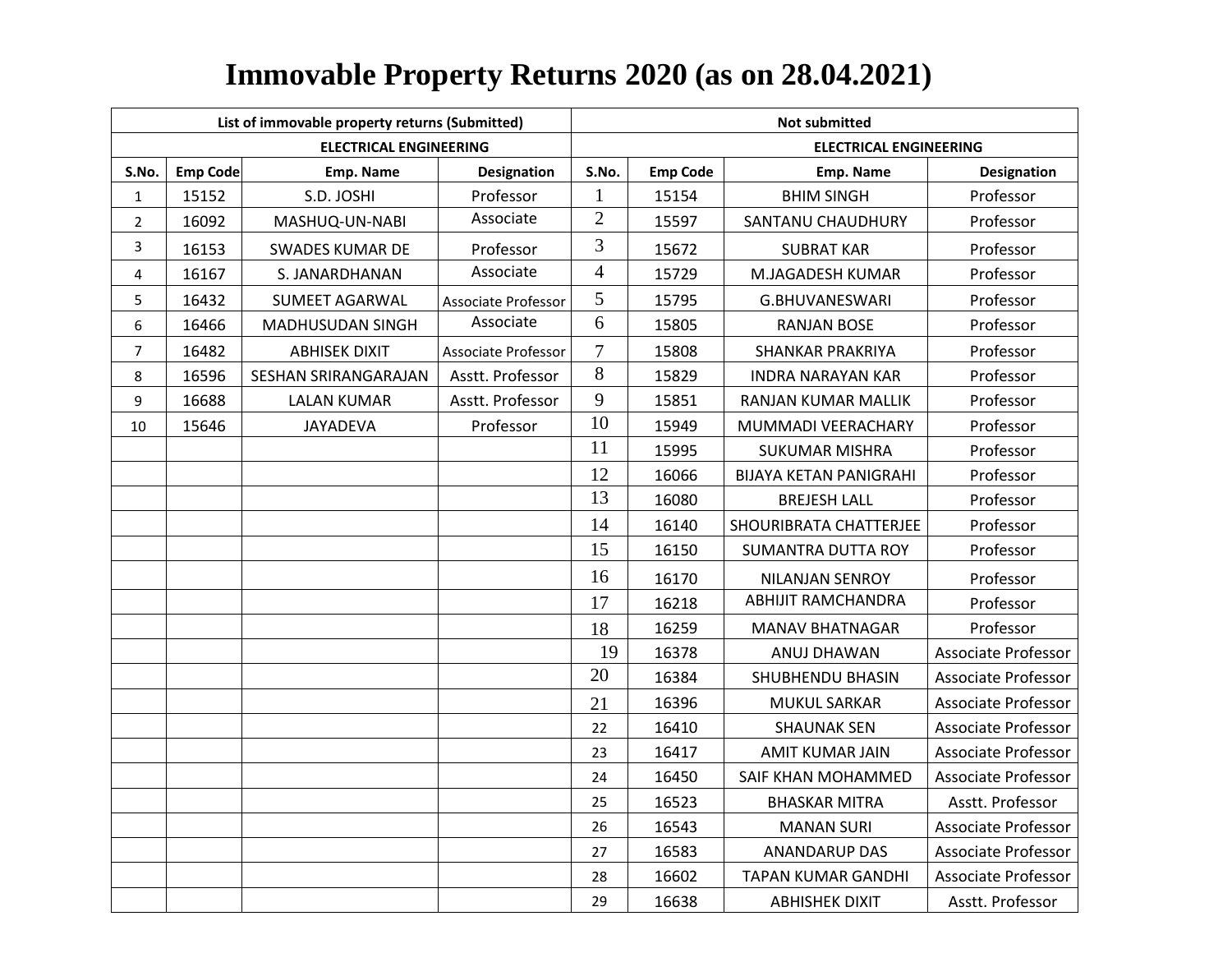# Immovable Property Returns 2020 (as on 28.04.2021)

| List of immovable property returns (Submitted) | | | | Not submitted | | | |
|---|---|---|---|---|---|---|---|
| ELECTRICAL ENGINEERING | | | | ELECTRICAL ENGINEERING | | | |
| S.No. | Emp Code | Emp. Name | Designation | S.No. | Emp Code | Emp. Name | Designation |
| 1 | 15152 | S.D. JOSHI | Professor | 1 | 15154 | BHIM SINGH | Professor |
| 2 | 16092 | MASHUQ-UN-NABI | Associate | 2 | 15597 | SANTANU CHAUDHURY | Professor |
| 3 | 16153 | SWADES KUMAR DE | Professor | 3 | 15672 | SUBRAT KAR | Professor |
| 4 | 16167 | S. JANARDHANAN | Associate | 4 | 15729 | M.JAGADESH KUMAR | Professor |
| 5 | 16432 | SUMEET AGARWAL | Associate Professor | 5 | 15795 | G.BHUVANESWARI | Professor |
| 6 | 16466 | MADHUSUDAN SINGH | Associate | 6 | 15805 | RANJAN BOSE | Professor |
| 7 | 16482 | ABHISEK DIXIT | Associate Professor | 7 | 15808 | SHANKAR PRAKRIYA | Professor |
| 8 | 16596 | SESHAN SRIRANGARAJAN | Asstt. Professor | 8 | 15829 | INDRA NARAYAN KAR | Professor |
| 9 | 16688 | LALAN KUMAR | Asstt. Professor | 9 | 15851 | RANJAN KUMAR MALLIK | Professor |
| 10 | 15646 | JAYADEVA | Professor | 10 | 15949 | MUMMADI VEERACHARY | Professor |
| | | | | 11 | 15995 | SUKUMAR MISHRA | Professor |
| | | | | 12 | 16066 | BIJAYA KETAN PANIGRAHI | Professor |
| | | | | 13 | 16080 | BREJESH LALL | Professor |
| | | | | 14 | 16140 | SHOURIBRATA CHATTERJEE | Professor |
| | | | | 15 | 16150 | SUMANTRA DUTTA ROY | Professor |
| | | | | 16 | 16170 | NILANJAN SENROY | Professor |
| | | | | 17 | 16218 | ABHIJIT RAMCHANDRA | Professor |
| | | | | 18 | 16259 | MANAV BHATNAGAR | Professor |
| | | | | 19 | 16378 | ANUJ DHAWAN | Associate Professor |
| | | | | 20 | 16384 | SHUBHENDU BHASIN | Associate Professor |
| | | | | 21 | 16396 | MUKUL SARKAR | Associate Professor |
| | | | | 22 | 16410 | SHAUNAK SEN | Associate Professor |
| | | | | 23 | 16417 | AMIT KUMAR JAIN | Associate Professor |
| | | | | 24 | 16450 | SAIF KHAN MOHAMMED | Associate Professor |
| | | | | 25 | 16523 | BHASKAR MITRA | Asstt. Professor |
| | | | | 26 | 16543 | MANAN SURI | Associate Professor |
| | | | | 27 | 16583 | ANANDARUP DAS | Associate Professor |
| | | | | 28 | 16602 | TAPAN KUMAR GANDHI | Associate Professor |
| | | | | 29 | 16638 | ABHISHEK DIXIT | Asstt. Professor |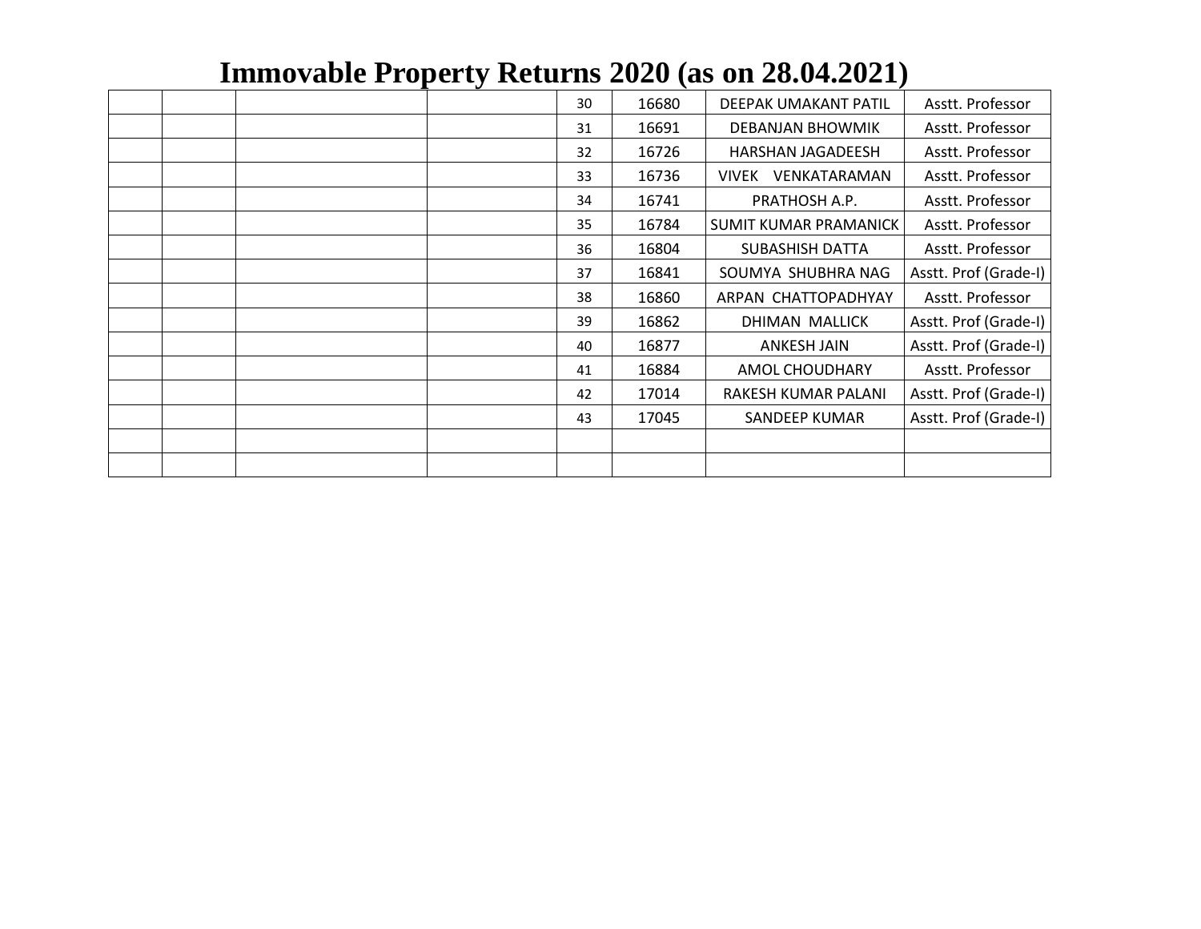# Immovable Property Returns 2020 (as on 28.04.2021)

| | | | | | | | |
|---|---|---|---|---|---|---|---|
| | | | | 30 | 16680 | DEEPAK UMAKANT PATIL | Asstt. Professor |
| | | | | 31 | 16691 | DEBANJAN BHOWMIK | Asstt. Professor |
| | | | | 32 | 16726 | HARSHAN JAGADEESH | Asstt. Professor |
| | | | | 33 | 16736 | VIVEK VENKATARAMAN | Asstt. Professor |
| | | | | 34 | 16741 | PRATHOSH A.P. | Asstt. Professor |
| | | | | 35 | 16784 | SUMIT KUMAR PRAMANICK | Asstt. Professor |
| | | | | 36 | 16804 | SUBASHISH DATTA | Asstt. Professor |
| | | | | 37 | 16841 | SOUMYA SHUBHRA NAG | Asstt. Prof (Grade-I) |
| | | | | 38 | 16860 | ARPAN CHATTOPADHYAY | Asstt. Professor |
| | | | | 39 | 16862 | DHIMAN MALLICK | Asstt. Prof (Grade-I) |
| | | | | 40 | 16877 | ANKESH JAIN | Asstt. Prof (Grade-I) |
| | | | | 41 | 16884 | AMOL CHOUDHARY | Asstt. Professor |
| | | | | 42 | 17014 | RAKESH KUMAR PALANI | Asstt. Prof (Grade-I) |
| | | | | 43 | 17045 | SANDEEP KUMAR | Asstt. Prof (Grade-I) |
| | | | | | | | |
| | | | | | | | |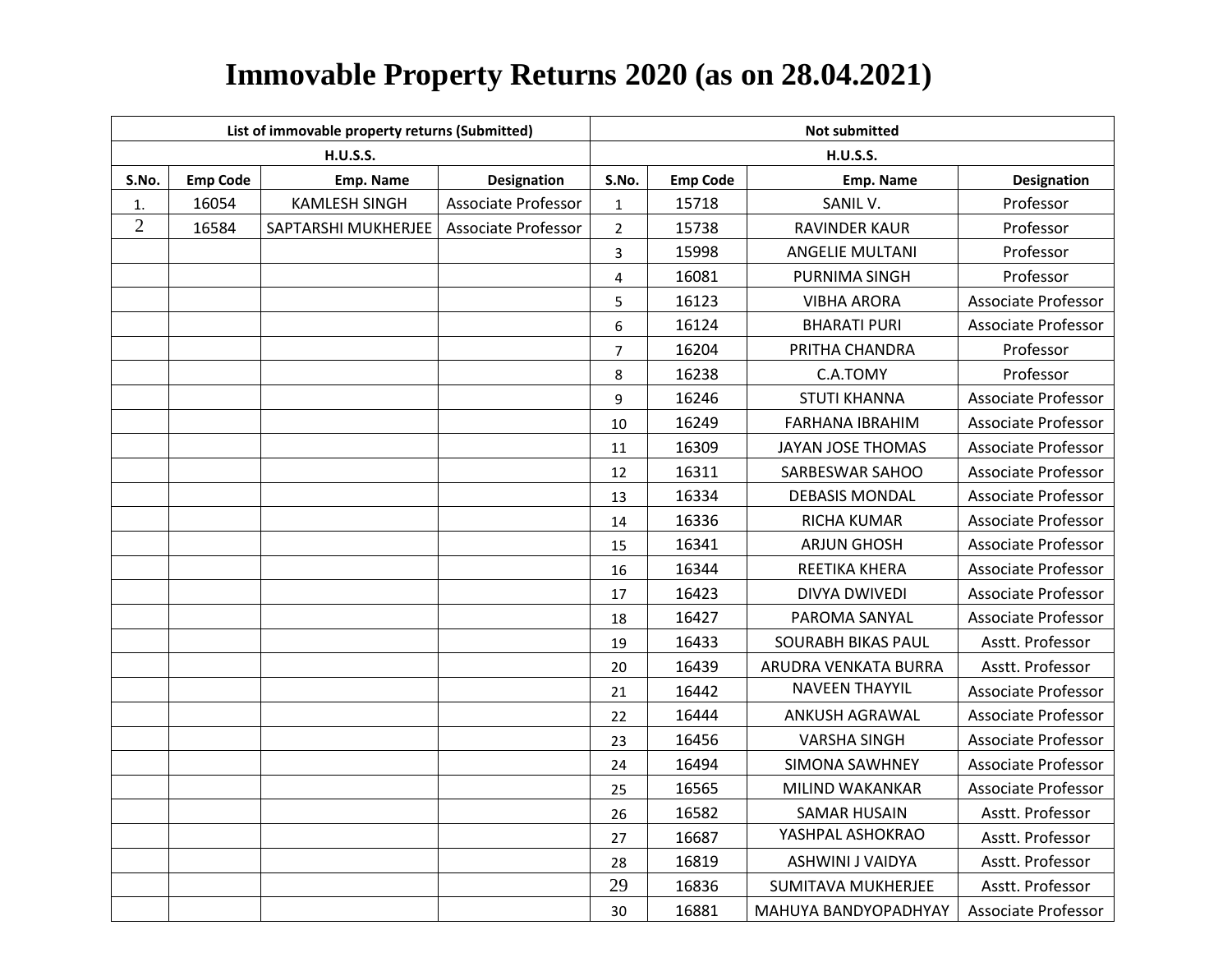# Immovable Property Returns 2020 (as on 28.04.2021)

| List of immovable property returns (Submitted) | | | | Not submitted | | | |
|---|---|---|---|---|---|---|---|
| H.U.S.S. | | | | H.U.S.S. | | | |
| S.No. | Emp Code | Emp. Name | Designation | S.No. | Emp Code | Emp. Name | Designation |
| 1. | 16054 | KAMLESH SINGH | Associate Professor | 1 | 15718 | SANIL V. | Professor |
| 2 | 16584 | SAPTARSHI MUKHERJEE | Associate Professor | 2 | 15738 | RAVINDER KAUR | Professor |
| | | | | 3 | 15998 | ANGELIE MULTANI | Professor |
| | | | | 4 | 16081 | PURNIMA SINGH | Professor |
| | | | | 5 | 16123 | VIBHA ARORA | Associate Professor |
| | | | | 6 | 16124 | BHARATI PURI | Associate Professor |
| | | | | 7 | 16204 | PRITHA CHANDRA | Professor |
| | | | | 8 | 16238 | C.A.TOMY | Professor |
| | | | | 9 | 16246 | STUTI KHANNA | Associate Professor |
| | | | | 10 | 16249 | FARHANA IBRAHIM | Associate Professor |
| | | | | 11 | 16309 | JAYAN JOSE THOMAS | Associate Professor |
| | | | | 12 | 16311 | SARBESWAR SAHOO | Associate Professor |
| | | | | 13 | 16334 | DEBASIS MONDAL | Associate Professor |
| | | | | 14 | 16336 | RICHA KUMAR | Associate Professor |
| | | | | 15 | 16341 | ARJUN GHOSH | Associate Professor |
| | | | | 16 | 16344 | REETIKA KHERA | Associate Professor |
| | | | | 17 | 16423 | DIVYA DWIVEDI | Associate Professor |
| | | | | 18 | 16427 | PAROMA SANYAL | Associate Professor |
| | | | | 19 | 16433 | SOURABH BIKAS PAUL | Asstt. Professor |
| | | | | 20 | 16439 | ARUDRA VENKATA BURRA | Asstt. Professor |
| | | | | 21 | 16442 | NAVEEN THAYYIL | Associate Professor |
| | | | | 22 | 16444 | ANKUSH AGRAWAL | Associate Professor |
| | | | | 23 | 16456 | VARSHA SINGH | Associate Professor |
| | | | | 24 | 16494 | SIMONA SAWHNEY | Associate Professor |
| | | | | 25 | 16565 | MILIND WAKANKAR | Associate Professor |
| | | | | 26 | 16582 | SAMAR HUSAIN | Asstt. Professor |
| | | | | 27 | 16687 | YASHPAL ASHOKRAO | Asstt. Professor |
| | | | | 28 | 16819 | ASHWINI J VAIDYA | Asstt. Professor |
| | | | | 29 | 16836 | SUMITAVA MUKHERJEE | Asstt. Professor |
| | | | | 30 | 16881 | MAHUYA BANDYOPADHYAY | Associate Professor |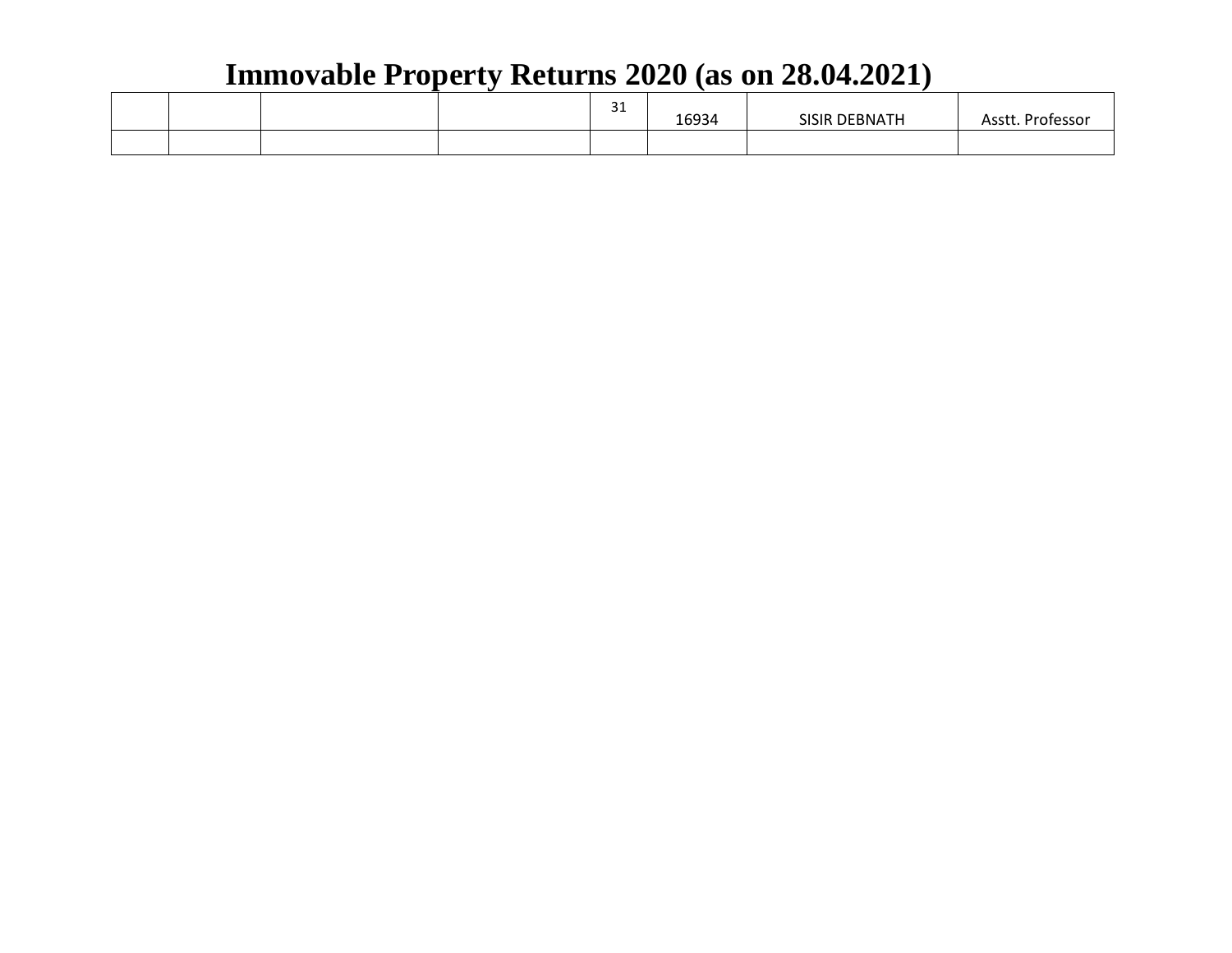# Immovable Property Returns 2020 (as on 28.04.2021)

| | | | | | | | |
|---|---|---|---|---|---|---|---|
| | | | | 31 | 16934 | SISIR DEBNATH | Asstt. Professor |
| | | | | | | | |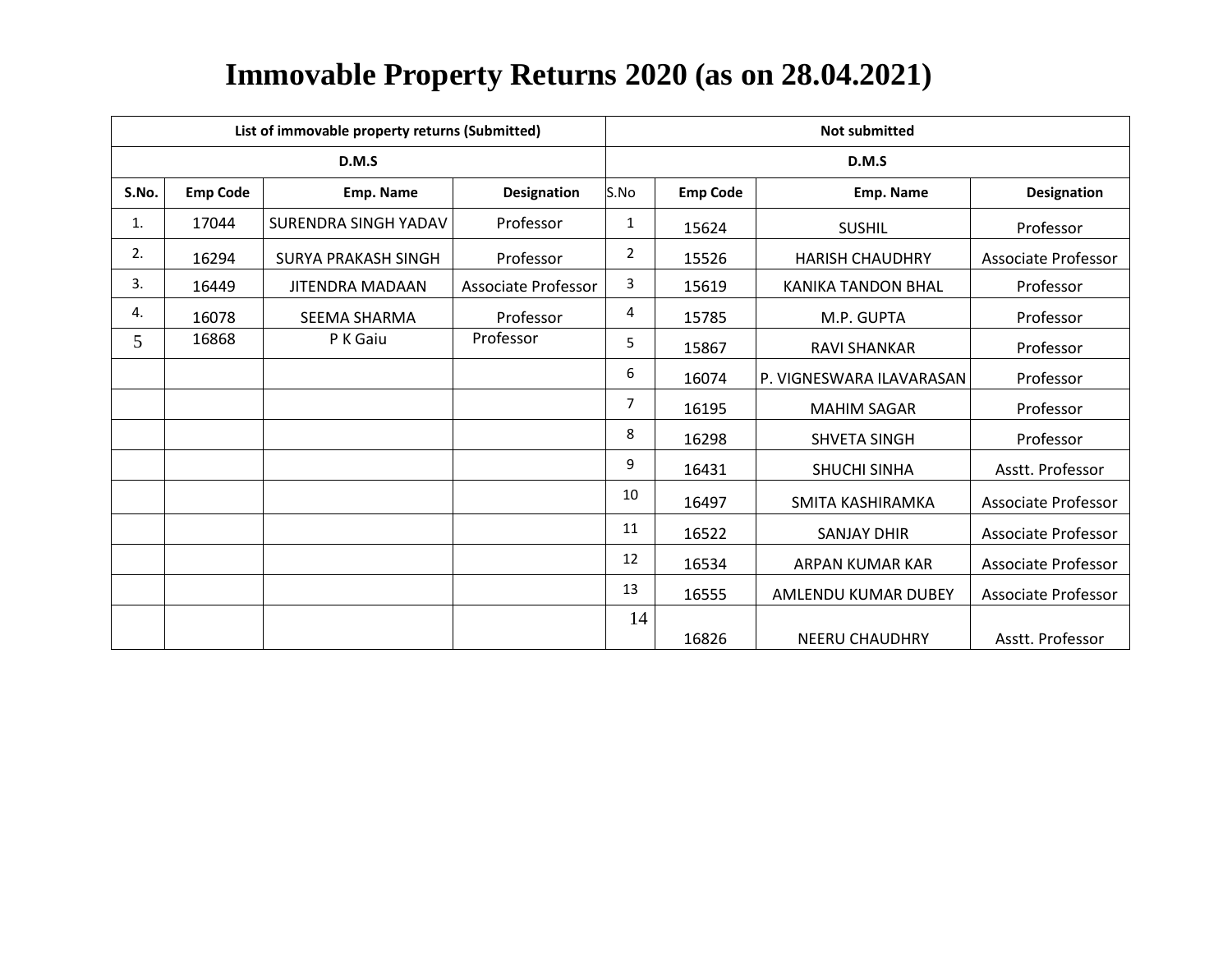# Immovable Property Returns 2020 (as on 28.04.2021)

| List of immovable property returns (Submitted) | | | | Not submitted | | | |
|---|---|---|---|---|---|---|---|
| D.M.S | | | | D.M.S | | | |
| S.No. | Emp Code | Emp. Name | Designation | S.No | Emp Code | Emp. Name | Designation |
| 1. | 17044 | SURENDRA SINGH YADAV | Professor | 1 | 15624 | SUSHIL | Professor |
| 2. | 16294 | SURYA PRAKASH SINGH | Professor | 2 | 15526 | HARISH CHAUDHRY | Associate Professor |
| 3. | 16449 | JITENDRA MADAAN | Associate Professor | 3 | 15619 | KANIKA TANDON BHAL | Professor |
| 4. | 16078 | SEEMA SHARMA | Professor | 4 | 15785 | M.P. GUPTA | Professor |
| 5 | 16868 | P K Gaiu | Professor | 5 | 15867 | RAVI SHANKAR | Professor |
| | | | | 6 | 16074 | P. VIGNESWARA ILAVARASAN | Professor |
| | | | | 7 | 16195 | MAHIM SAGAR | Professor |
| | | | | 8 | 16298 | SHVETA SINGH | Professor |
| | | | | 9 | 16431 | SHUCHI SINHA | Asstt. Professor |
| | | | | 10 | 16497 | SMITA KASHIRAMKA | Associate Professor |
| | | | | 11 | 16522 | SANJAY DHIR | Associate Professor |
| | | | | 12 | 16534 | ARPAN KUMAR KAR | Associate Professor |
| | | | | 13 | 16555 | AMLENDU KUMAR DUBEY | Associate Professor |
| | | | | 14 | 16826 | NEERU CHAUDHRY | Asstt. Professor |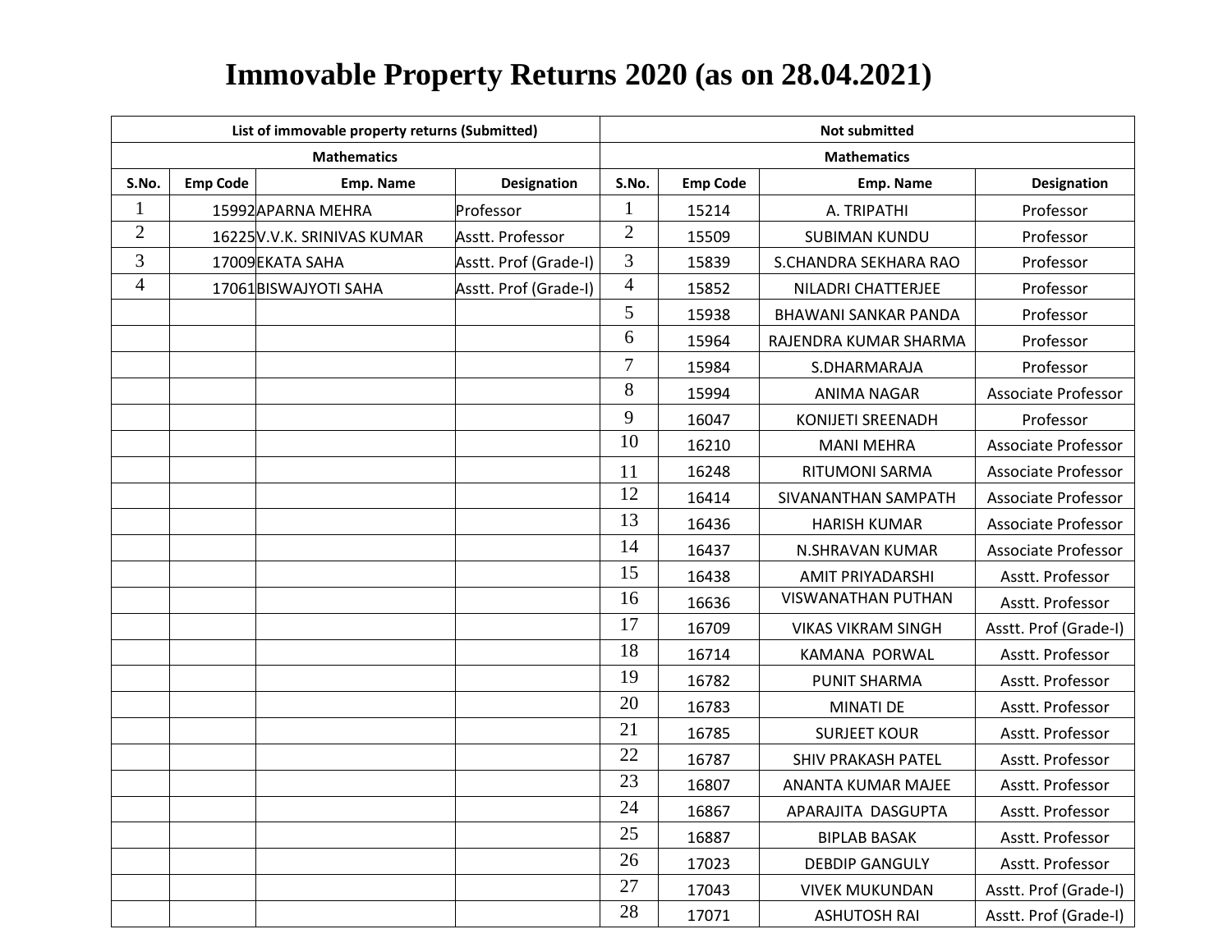# Immovable Property Returns 2020 (as on 28.04.2021)

| List of immovable property returns (Submitted) | | | | Not submitted | | | |
|---|---|---|---|---|---|---|---|
| Mathematics | | | | Mathematics | | | |
| S.No. | Emp Code | Emp. Name | Designation | S.No. | Emp Code | Emp. Name | Designation |
| 1 | 15992 | APARNA MEHRA | Professor | 1 | 15214 | A. TRIPATHI | Professor |
| 2 | 16225 | V.V.K. SRINIVAS KUMAR | Asstt. Professor | 2 | 15509 | SUBIMAN KUNDU | Professor |
| 3 | 17009 | EKATA SAHA | Asstt. Prof (Grade-I) | 3 | 15839 | S.CHANDRA SEKHARA RAO | Professor |
| 4 | 17061 | BISWAJYOTI SAHA | Asstt. Prof (Grade-I) | 4 | 15852 | NILADRI CHATTERJEE | Professor |
| | | | | 5 | 15938 | BHAWANI SANKAR PANDA | Professor |
| | | | | 6 | 15964 | RAJENDRA KUMAR SHARMA | Professor |
| | | | | 7 | 15984 | S.DHARMARAJA | Professor |
| | | | | 8 | 15994 | ANIMA NAGAR | Associate Professor |
| | | | | 9 | 16047 | KONIJETI SREENADH | Professor |
| | | | | 10 | 16210 | MANI MEHRA | Associate Professor |
| | | | | 11 | 16248 | RITUMONI SARMA | Associate Professor |
| | | | | 12 | 16414 | SIVANANTHAN SAMPATH | Associate Professor |
| | | | | 13 | 16436 | HARISH KUMAR | Associate Professor |
| | | | | 14 | 16437 | N.SHRAVAN KUMAR | Associate Professor |
| | | | | 15 | 16438 | AMIT PRIYADARSHI | Asstt. Professor |
| | | | | 16 | 16636 | VISWANATHAN PUTHAN | Asstt. Professor |
| | | | | 17 | 16709 | VIKAS VIKRAM SINGH | Asstt. Prof (Grade-I) |
| | | | | 18 | 16714 | KAMANA PORWAL | Asstt. Professor |
| | | | | 19 | 16782 | PUNIT SHARMA | Asstt. Professor |
| | | | | 20 | 16783 | MINATI DE | Asstt. Professor |
| | | | | 21 | 16785 | SURJEET KOUR | Asstt. Professor |
| | | | | 22 | 16787 | SHIV PRAKASH PATEL | Asstt. Professor |
| | | | | 23 | 16807 | ANANTA KUMAR MAJEE | Asstt. Professor |
| | | | | 24 | 16867 | APARAJITA DASGUPTA | Asstt. Professor |
| | | | | 25 | 16887 | BIPLAB BASAK | Asstt. Professor |
| | | | | 26 | 17023 | DEBDIP GANGULY | Asstt. Professor |
| | | | | 27 | 17043 | VIVEK MUKUNDAN | Asstt. Prof (Grade-I) |
| | | | | 28 | 17071 | ASHUTOSH RAI | Asstt. Prof (Grade-I) |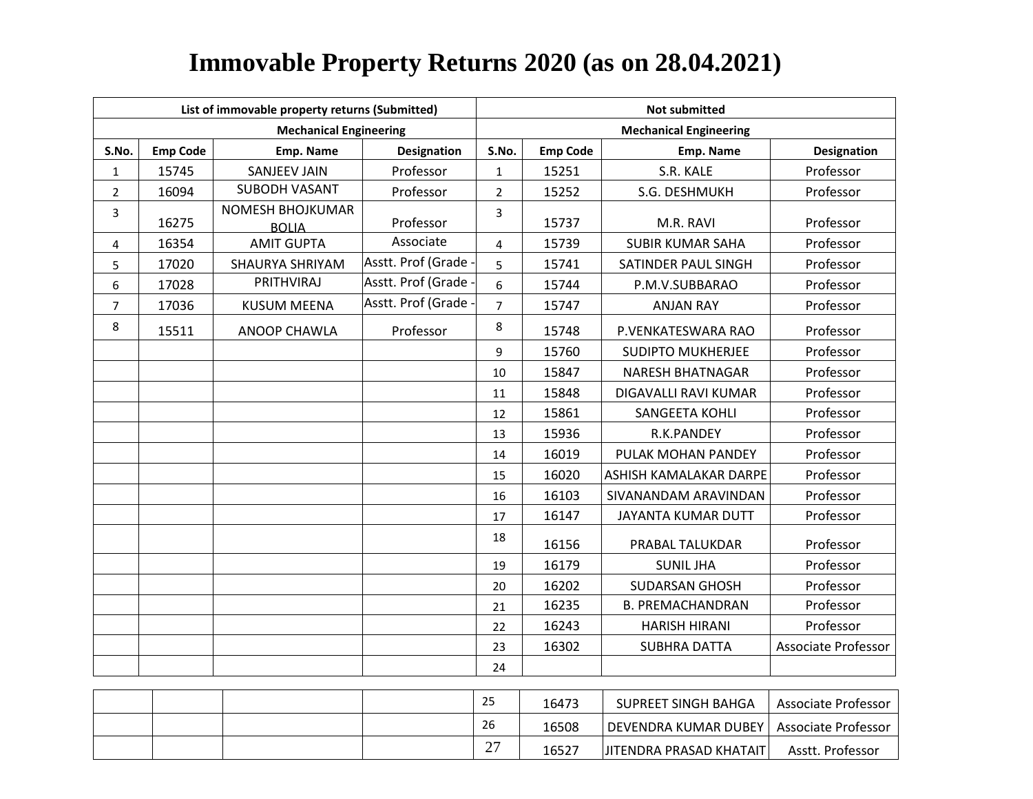# Immovable Property Returns 2020 (as on 28.04.2021)

| List of immovable property returns (Submitted) | | | | Not submitted | | | |
|---|---|---|---|---|---|---|---|
| Mechanical Engineering | | | | Mechanical Engineering | | | |
| S.No. | Emp Code | Emp. Name | Designation | S.No. | Emp Code | Emp. Name | Designation |
| 1 | 15745 | SANJEEV JAIN | Professor | 1 | 15251 | S.R. KALE | Professor |
| 2 | 16094 | SUBODH VASANT | Professor | 2 | 15252 | S.G. DESHMUKH | Professor |
| 3 | 16275 | NOMESH BHOJKUMAR BOLIA | Professor | 3 | 15737 | M.R. RAVI | Professor |
| 4 | 16354 | AMIT GUPTA | Associate | 4 | 15739 | SUBIR KUMAR SAHA | Professor |
| 5 | 17020 | SHAURYA SHRIYAM | Asstt. Prof (Grade - | 5 | 15741 | SATINDER PAUL SINGH | Professor |
| 6 | 17028 | PRITHVIRAJ | Asstt. Prof (Grade - | 6 | 15744 | P.M.V.SUBBARAO | Professor |
| 7 | 17036 | KUSUM MEENA | Asstt. Prof (Grade - | 7 | 15747 | ANJAN RAY | Professor |
| 8 | 15511 | ANOOP CHAWLA | Professor | 8 | 15748 | P.VENKATESWARA RAO | Professor |
| | | | | 9 | 15760 | SUDIPTO MUKHERJEE | Professor |
| | | | | 10 | 15847 | NARESH BHATNAGAR | Professor |
| | | | | 11 | 15848 | DIGAVALLI RAVI KUMAR | Professor |
| | | | | 12 | 15861 | SANGEETA KOHLI | Professor |
| | | | | 13 | 15936 | R.K.PANDEY | Professor |
| | | | | 14 | 16019 | PULAK MOHAN PANDEY | Professor |
| | | | | 15 | 16020 | ASHISH KAMALAKAR DARPE | Professor |
| | | | | 16 | 16103 | SIVANANDAM ARAVINDAN | Professor |
| | | | | 17 | 16147 | JAYANTA KUMAR DUTT | Professor |
| | | | | 18 | 16156 | PRABAL TALUKDAR | Professor |
| | | | | 19 | 16179 | SUNIL JHA | Professor |
| | | | | 20 | 16202 | SUDARSAN GHOSH | Professor |
| | | | | 21 | 16235 | B. PREMACHANDRAN | Professor |
| | | | | 22 | 16243 | HARISH HIRANI | Professor |
| | | | | 23 | 16302 | SUBHRA DATTA | Associate Professor |
| | | | | 24 | | | |
| | | | | 25 | 16473 | SUPREET SINGH BAHGA | Associate Professor |
| | | | | 26 | 16508 | DEVENDRA KUMAR DUBEY | Associate Professor |
| | | | | 27 | 16527 | JITENDRA PRASAD KHATAIT | Asstt. Professor |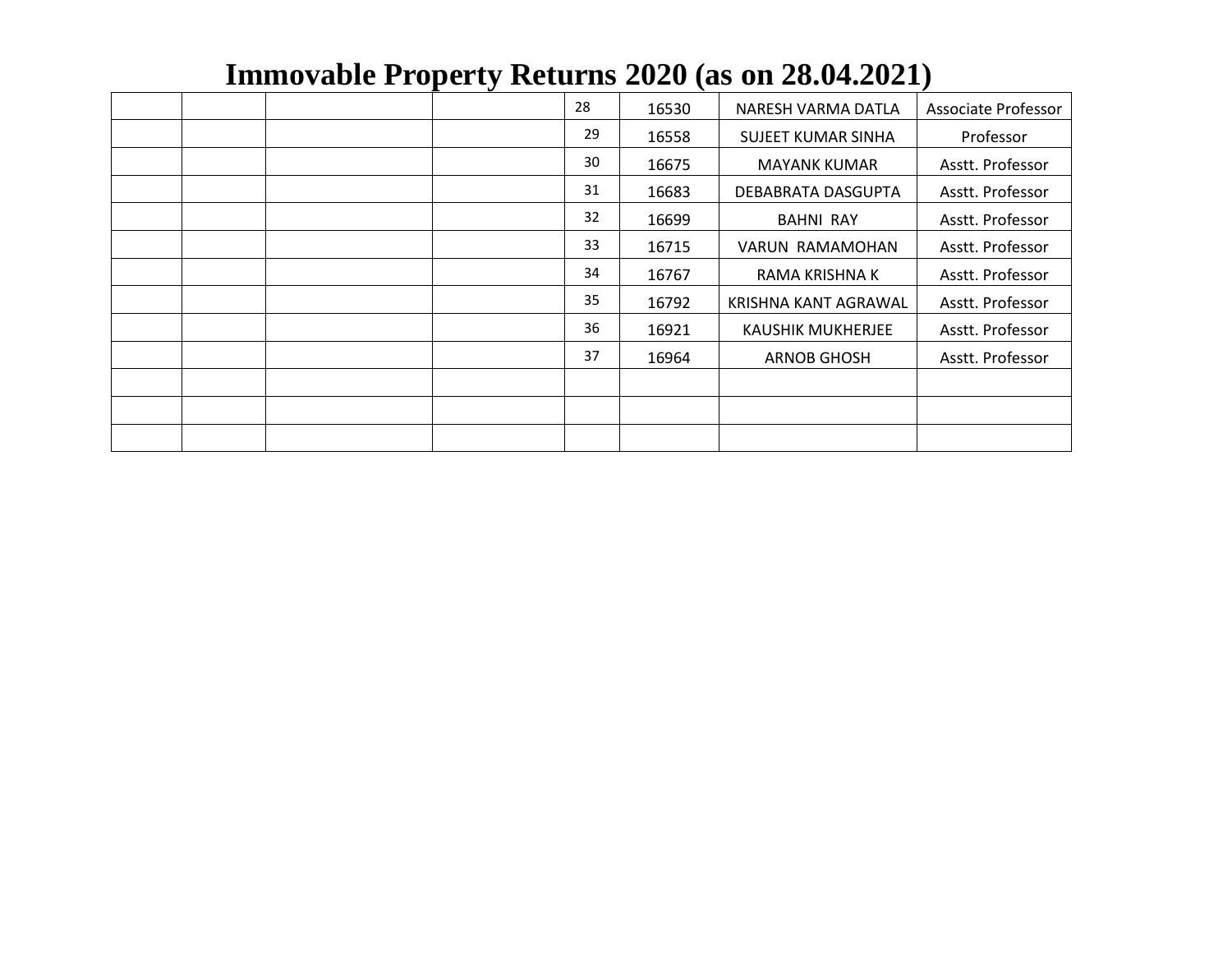# Immovable Property Returns 2020 (as on 28.04.2021)

| | | | | | | | |
|---|---|---|---|---|---|---|---|
| | | | | 28 | 16530 | NARESH VARMA DATLA | Associate Professor |
| | | | | 29 | 16558 | SUJEET KUMAR SINHA | Professor |
| | | | | 30 | 16675 | MAYANK KUMAR | Asstt. Professor |
| | | | | 31 | 16683 | DEBABRATA DASGUPTA | Asstt. Professor |
| | | | | 32 | 16699 | BAHNI RAY | Asstt. Professor |
| | | | | 33 | 16715 | VARUN RAMAMOHAN | Asstt. Professor |
| | | | | 34 | 16767 | RAMA KRISHNA K | Asstt. Professor |
| | | | | 35 | 16792 | KRISHNA KANT AGRAWAL | Asstt. Professor |
| | | | | 36 | 16921 | KAUSHIK MUKHERJEE | Asstt. Professor |
| | | | | 37 | 16964 | ARNOB GHOSH | Asstt. Professor |
| | | | | | | | |
| | | | | | | | |
| | | | | | | | |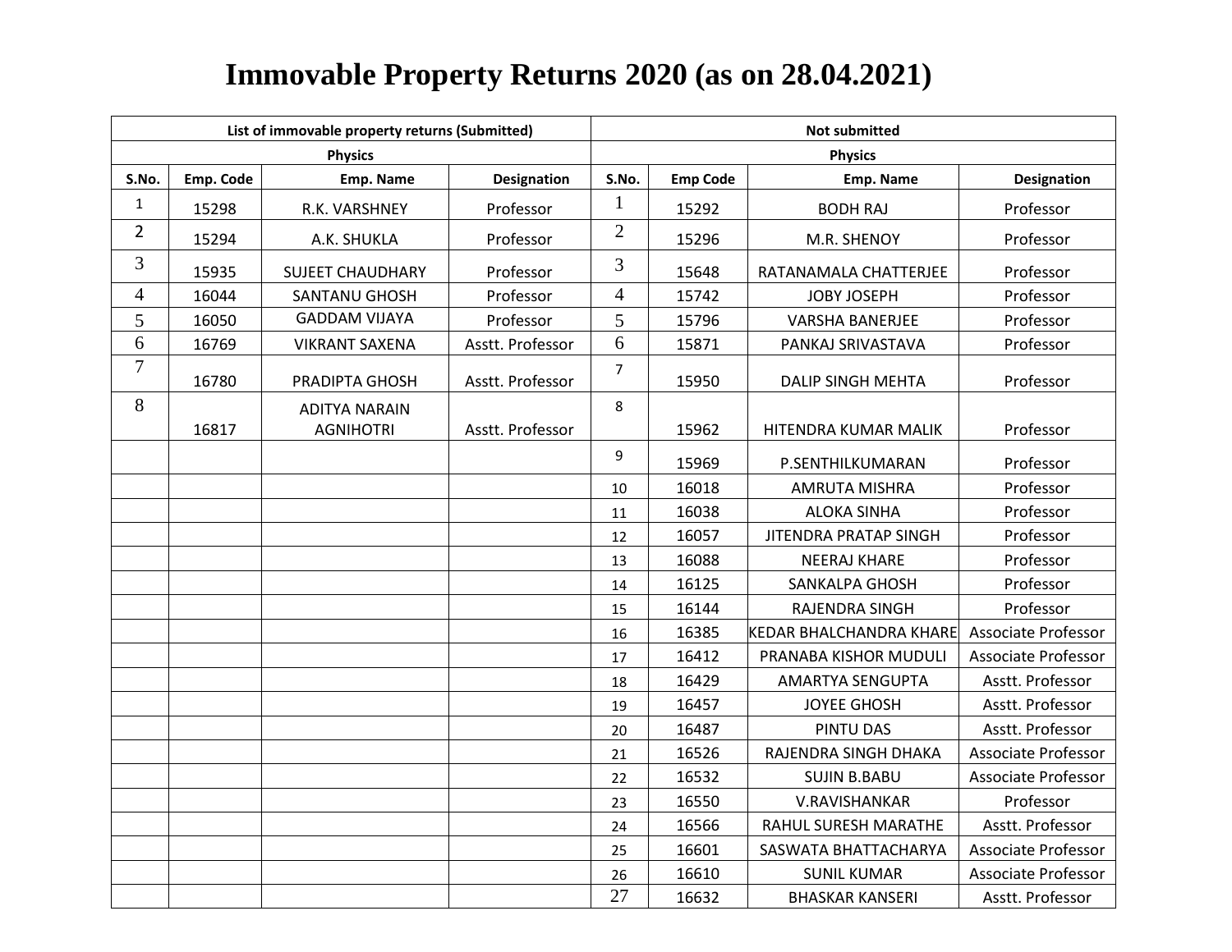# Immovable Property Returns 2020 (as on 28.04.2021)

| List of immovable property returns (Submitted) | | | | Not submitted | | | |
|---|---|---|---|---|---|---|---|
| Physics | | | | Physics | | | |
| S.No. | Emp. Code | Emp. Name | Designation | S.No. | Emp Code | Emp. Name | Designation |
| 1 | 15298 | R.K. VARSHNEY | Professor | 1 | 15292 | BODH RAJ | Professor |
| 2 | 15294 | A.K. SHUKLA | Professor | 2 | 15296 | M.R. SHENOY | Professor |
| 3 | 15935 | SUJEET CHAUDHARY | Professor | 3 | 15648 | RATANAMALA CHATTERJEE | Professor |
| 4 | 16044 | SANTANU GHOSH | Professor | 4 | 15742 | JOBY JOSEPH | Professor |
| 5 | 16050 | GADDAM VIJAYA | Professor | 5 | 15796 | VARSHA BANERJEE | Professor |
| 6 | 16769 | VIKRANT SAXENA | Asstt. Professor | 6 | 15871 | PANKAJ SRIVASTAVA | Professor |
| 7 | 16780 | PRADIPTA GHOSH | Asstt. Professor | 7 | 15950 | DALIP SINGH MEHTA | Professor |
| 8 | 16817 | ADITYA NARAIN AGNIHOTRI | Asstt. Professor | 8 | 15962 | HITENDRA KUMAR MALIK | Professor |
| | | | | 9 | 15969 | P.SENTHILKUMARAN | Professor |
| | | | | 10 | 16018 | AMRUTA MISHRA | Professor |
| | | | | 11 | 16038 | ALOKA SINHA | Professor |
| | | | | 12 | 16057 | JITENDRA PRATAP SINGH | Professor |
| | | | | 13 | 16088 | NEERAJ KHARE | Professor |
| | | | | 14 | 16125 | SANKALPA GHOSH | Professor |
| | | | | 15 | 16144 | RAJENDRA SINGH | Professor |
| | | | | 16 | 16385 | KEDAR BHALCHANDRA KHARE | Associate Professor |
| | | | | 17 | 16412 | PRANABA KISHOR MUDULI | Associate Professor |
| | | | | 18 | 16429 | AMARTYA SENGUPTA | Asstt. Professor |
| | | | | 19 | 16457 | JOYEE GHOSH | Asstt. Professor |
| | | | | 20 | 16487 | PINTU DAS | Asstt. Professor |
| | | | | 21 | 16526 | RAJENDRA SINGH DHAKA | Associate Professor |
| | | | | 22 | 16532 | SUJIN B.BABU | Associate Professor |
| | | | | 23 | 16550 | V.RAVISHANKAR | Professor |
| | | | | 24 | 16566 | RAHUL SURESH MARATHE | Asstt. Professor |
| | | | | 25 | 16601 | SASWATA BHATTACHARYA | Associate Professor |
| | | | | 26 | 16610 | SUNIL KUMAR | Associate Professor |
| | | | | 27 | 16632 | BHASKAR KANSERI | Asstt. Professor |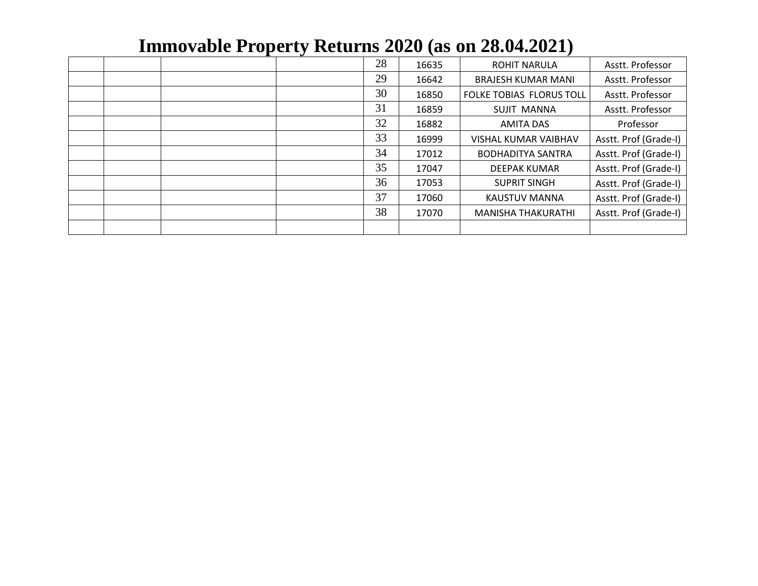# Immovable Property Returns 2020 (as on 28.04.2021)

| | | | | | | | |
|---|---|---|---|---|---|---|---|
| | | | | 28 | 16635 | ROHIT NARULA | Asstt. Professor |
| | | | | 29 | 16642 | BRAJESH KUMAR MANI | Asstt. Professor |
| | | | | 30 | 16850 | FOLKE TOBIAS FLORUS TOLL | Asstt. Professor |
| | | | | 31 | 16859 | SUJIT MANNA | Asstt. Professor |
| | | | | 32 | 16882 | AMITA DAS | Professor |
| | | | | 33 | 16999 | VISHAL KUMAR VAIBHAV | Asstt. Prof (Grade-I) |
| | | | | 34 | 17012 | BODHADITYA SANTRA | Asstt. Prof (Grade-I) |
| | | | | 35 | 17047 | DEEPAK KUMAR | Asstt. Prof (Grade-I) |
| | | | | 36 | 17053 | SUPRIT SINGH | Asstt. Prof (Grade-I) |
| | | | | 37 | 17060 | KAUSTUV MANNA | Asstt. Prof (Grade-I) |
| | | | | 38 | 17070 | MANISHA THAKURATHI | Asstt. Prof (Grade-I) |
| | | | | | | | |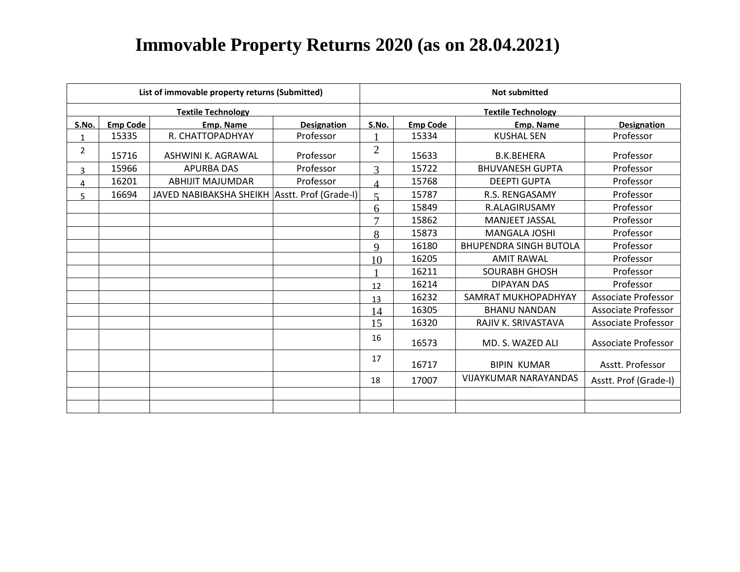# Immovable Property Returns 2020 (as on 28.04.2021)

| List of immovable property returns (Submitted) | | | | Not submitted | | | |
|---|---|---|---|---|---|---|---|
| Textile Technology | | | | Textile Technology | | | |
| S.No. | Emp Code | Emp. Name | Designation | S.No. | Emp Code | Emp. Name | Designation |
| 1 | 15335 | R. CHATTOPADHYAY | Professor | 1 | 15334 | KUSHAL SEN | Professor |
| 2 | 15716 | ASHWINI K. AGRAWAL | Professor | 2 | 15633 | B.K.BEHERA | Professor |
| 3 | 15966 | APURBA DAS | Professor | 3 | 15722 | BHUVANESH GUPTA | Professor |
| 4 | 16201 | ABHIJIT MAJUMDAR | Professor | 4 | 15768 | DEEPTI GUPTA | Professor |
| 5 | 16694 | JAVED NABIBAKSHA SHEIKH | Asstt. Prof (Grade-I) | 5 | 15787 | R.S. RENGASAMY | Professor |
| | | | | 6 | 15849 | R.ALAGIRUSAMY | Professor |
| | | | | 7 | 15862 | MANJEET JASSAL | Professor |
| | | | | 8 | 15873 | MANGALA JOSHI | Professor |
| | | | | 9 | 16180 | BHUPENDRA SINGH BUTOLA | Professor |
| | | | | 10 | 16205 | AMIT RAWAL | Professor |
| | | | | 1 | 16211 | SOURABH GHOSH | Professor |
| | | | | 12 | 16214 | DIPAYAN DAS | Professor |
| | | | | 13 | 16232 | SAMRAT MUKHOPADHYAY | Associate Professor |
| | | | | 14 | 16305 | BHANU NANDAN | Associate Professor |
| | | | | 15 | 16320 | RAJIV K. SRIVASTAVA | Associate Professor |
| | | | | 16 | 16573 | MD. S. WAZED ALI | Associate Professor |
| | | | | 17 | 16717 | BIPIN KUMAR | Asstt. Professor |
| | | | | 18 | 17007 | VIJAYKUMAR NARAYANDAS | Asstt. Prof (Grade-I) |
| | | | | | | | |
| | | | | | | | |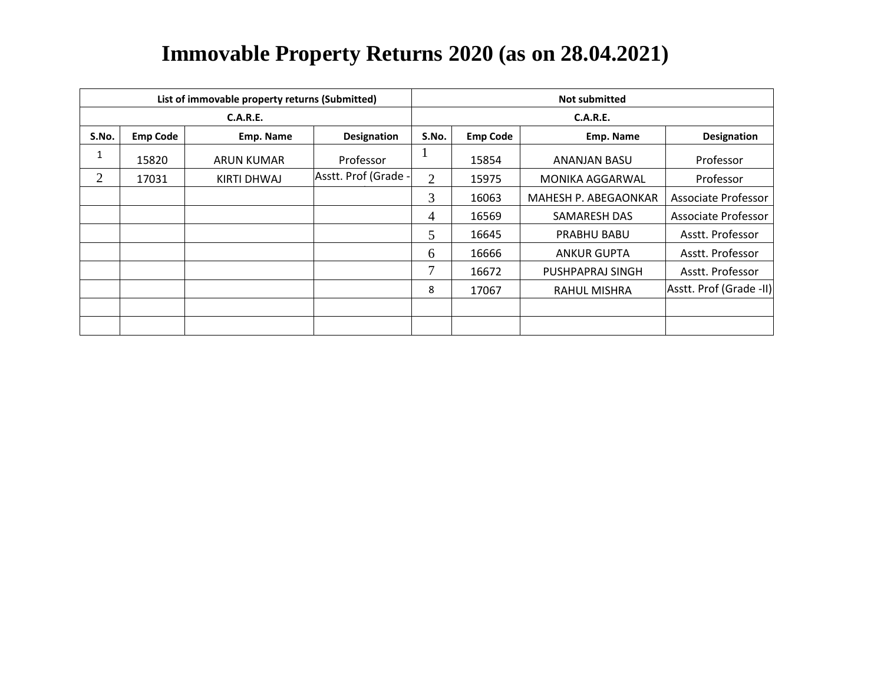# Immovable Property Returns 2020 (as on 28.04.2021)

| List of immovable property returns (Submitted) | | | | Not submitted | | | |
|---|---|---|---|---|---|---|---|
| C.A.R.E. | | | | C.A.R.E. | | | |
| S.No. | Emp Code | Emp. Name | Designation | S.No. | Emp Code | Emp. Name | Designation |
| 1 | 15820 | ARUN KUMAR | Professor | 1 | 15854 | ANANJAN BASU | Professor |
| 2 | 17031 | KIRTI DHWAJ | Asstt. Prof (Grade - | 2 | 15975 | MONIKA AGGARWAL | Professor |
| | | | | 3 | 16063 | MAHESH P. ABEGAONKAR | Associate Professor |
| | | | | 4 | 16569 | SAMARESH DAS | Associate Professor |
| | | | | 5 | 16645 | PRABHU BABU | Asstt. Professor |
| | | | | 6 | 16666 | ANKUR GUPTA | Asstt. Professor |
| | | | | 7 | 16672 | PUSHPAPRAJ SINGH | Asstt. Professor |
| | | | | 8 | 17067 | RAHUL MISHRA | Asstt. Prof (Grade -II) |
| | | | | | | | |
| | | | | | | | |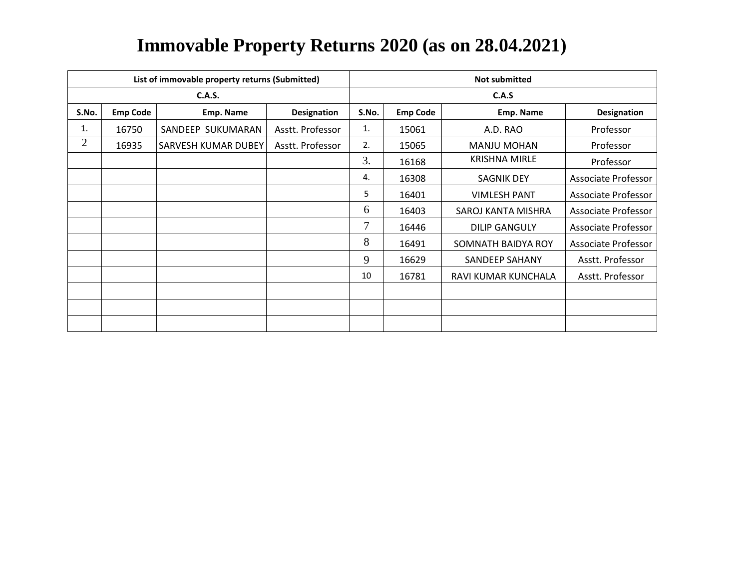# Immovable Property Returns 2020 (as on 28.04.2021)

| List of immovable property returns (Submitted) | | | | Not submitted | | | |
|---|---|---|---|---|---|---|---|
| C.A.S. | | | | C.A.S | | | |
| S.No. | Emp Code | Emp. Name | Designation | S.No. | Emp Code | Emp. Name | Designation |
| 1. | 16750 | SANDEEP SUKUMARAN | Asstt. Professor | 1. | 15061 | A.D. RAO | Professor |
| 2 | 16935 | SARVESH KUMAR DUBEY | Asstt. Professor | 2. | 15065 | MANJU MOHAN | Professor |
| | | | | 3. | 16168 | KRISHNA MIRLE | Professor |
| | | | | 4. | 16308 | SAGNIK DEY | Associate Professor |
| | | | | 5 | 16401 | VIMLESH PANT | Associate Professor |
| | | | | 6 | 16403 | SAROJ KANTA MISHRA | Associate Professor |
| | | | | 7 | 16446 | DILIP GANGULY | Associate Professor |
| | | | | 8 | 16491 | SOMNATH BAIDYA ROY | Associate Professor |
| | | | | 9 | 16629 | SANDEEP SAHANY | Asstt. Professor |
| | | | | 10 | 16781 | RAVI KUMAR KUNCHALA | Asstt. Professor |
| | | | | | | | |
| | | | | | | | |
| | | | | | | | |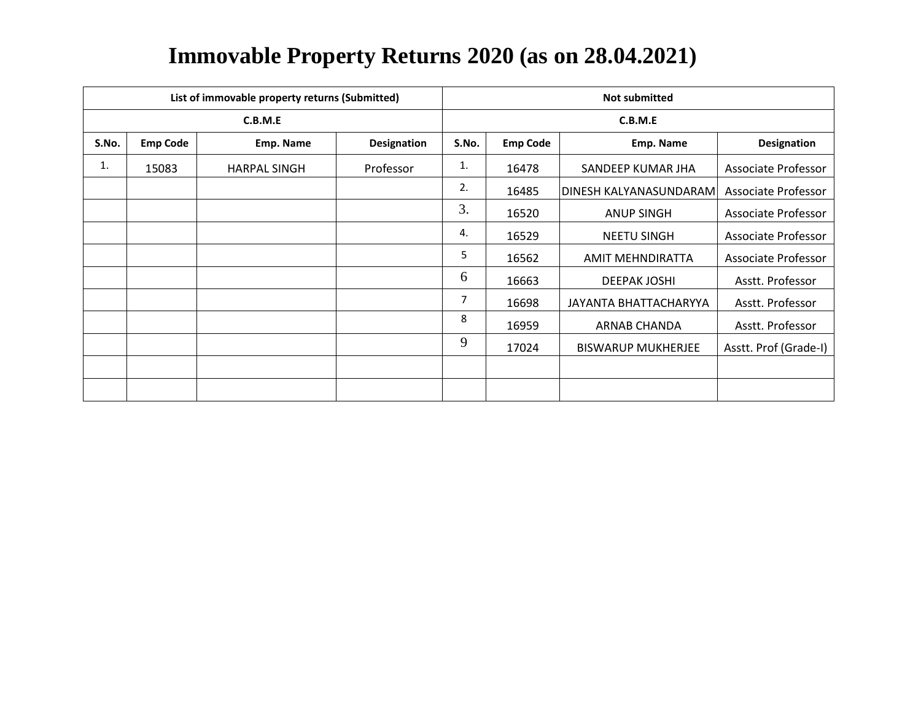# Immovable Property Returns 2020 (as on 28.04.2021)

| List of immovable property returns (Submitted) | | | | Not submitted | | | |
|---|---|---|---|---|---|---|---|
| C.B.M.E | | | | C.B.M.E | | | |
| S.No. | Emp Code | Emp. Name | Designation | S.No. | Emp Code | Emp. Name | Designation |
| 1. | 15083 | HARPAL SINGH | Professor | 1. | 16478 | SANDEEP KUMAR JHA | Associate Professor |
| | | | | 2. | 16485 | DINESH KALYANASUNDARAM | Associate Professor |
| | | | | 3. | 16520 | ANUP SINGH | Associate Professor |
| | | | | 4. | 16529 | NEETU SINGH | Associate Professor |
| | | | | 5 | 16562 | AMIT MEHNDIRATTA | Associate Professor |
| | | | | 6 | 16663 | DEEPAK JOSHI | Asstt. Professor |
| | | | | 7 | 16698 | JAYANTA BHATTACHARYYA | Asstt. Professor |
| | | | | 8 | 16959 | ARNAB CHANDA | Asstt. Professor |
| | | | | 9 | 17024 | BISWARUP MUKHERJEE | Asstt. Prof (Grade-I) |
| | | | | | | | |
| | | | | | | | |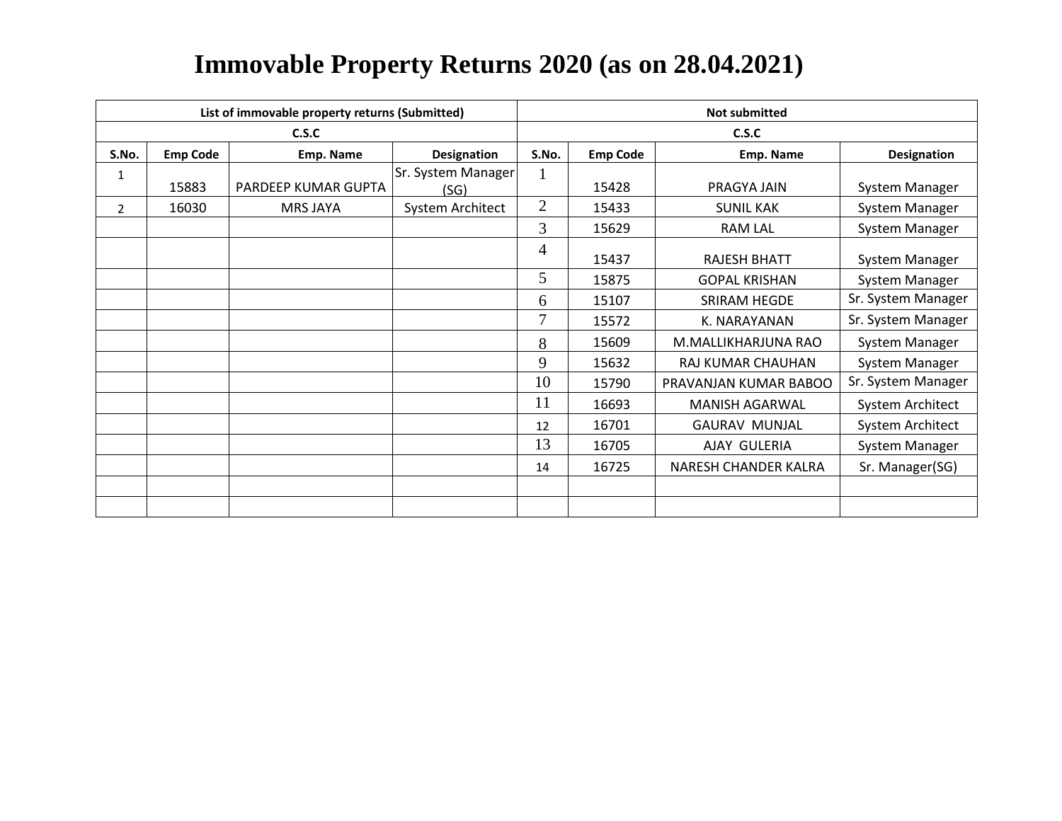# Immovable Property Returns 2020 (as on 28.04.2021)

| List of immovable property returns (Submitted) | | | | Not submitted | | | |
|---|---|---|---|---|---|---|---|
| C.S.C | | | | C.S.C | | | |
| S.No. | Emp Code | Emp. Name | Designation | S.No. | Emp Code | Emp. Name | Designation |
| 1 | 15883 | PARDEEP KUMAR GUPTA | Sr. System Manager (SG) | 1 | 15428 | PRAGYA JAIN | System Manager |
| 2 | 16030 | MRS JAYA | System Architect | 2 | 15433 | SUNIL KAK | System Manager |
| | | | | 3 | 15629 | RAM LAL | System Manager |
| | | | | 4 | 15437 | RAJESH BHATT | System Manager |
| | | | | 5 | 15875 | GOPAL KRISHAN | System Manager |
| | | | | 6 | 15107 | SRIRAM HEGDE | Sr. System Manager |
| | | | | 7 | 15572 | K. NARAYANAN | Sr. System Manager |
| | | | | 8 | 15609 | M.MALLIKHARJUNA RAO | System Manager |
| | | | | 9 | 15632 | RAJ KUMAR CHAUHAN | System Manager |
| | | | | 10 | 15790 | PRAVANJAN KUMAR BABOO | Sr. System Manager |
| | | | | 11 | 16693 | MANISH AGARWAL | System Architect |
| | | | | 12 | 16701 | GAURAV MUNJAL | System Architect |
| | | | | 13 | 16705 | AJAY GULERIA | System Manager |
| | | | | 14 | 16725 | NARESH CHANDER KALRA | Sr. Manager(SG) |
| | | | | | | | |
| | | | | | | | |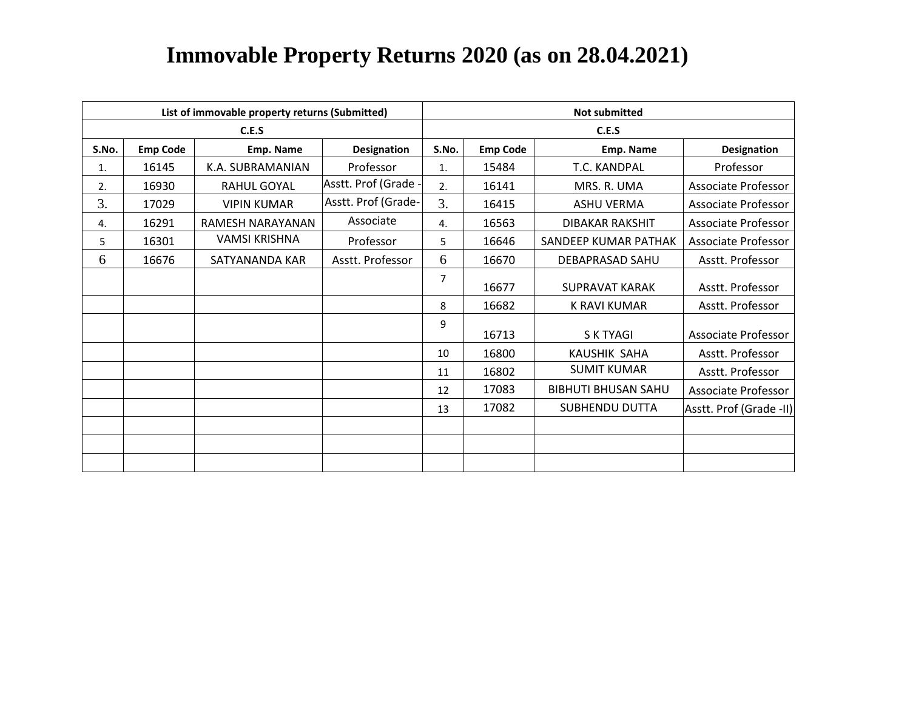# Immovable Property Returns 2020 (as on 28.04.2021)

| List of immovable property returns (Submitted) | | | | Not submitted | | | |
|---|---|---|---|---|---|---|---|
| C.E.S | | | | C.E.S | | | |
| S.No. | Emp Code | Emp. Name | Designation | S.No. | Emp Code | Emp. Name | Designation |
| 1. | 16145 | K.A. SUBRAMANIAN | Professor | 1. | 15484 | T.C. KANDPAL | Professor |
| 2. | 16930 | RAHUL GOYAL | Asstt. Prof (Grade - | 2. | 16141 | MRS. R. UMA | Associate Professor |
| 3. | 17029 | VIPIN KUMAR | Asstt. Prof (Grade- | 3. | 16415 | ASHU VERMA | Associate Professor |
| 4. | 16291 | RAMESH NARAYANAN | Associate | 4. | 16563 | DIBAKAR RAKSHIT | Associate Professor |
| 5 | 16301 | VAMSI KRISHNA | Professor | 5 | 16646 | SANDEEP KUMAR PATHAK | Associate Professor |
| 6 | 16676 | SATYANANDA KAR | Asstt. Professor | 6 | 16670 | DEBAPRASAD SAHU | Asstt. Professor |
| | | | | 7 | 16677 | SUPRAVAT KARAK | Asstt. Professor |
| | | | | 8 | 16682 | K RAVI KUMAR | Asstt. Professor |
| | | | | 9 | 16713 | S K TYAGI | Associate Professor |
| | | | | 10 | 16800 | KAUSHIK SAHA | Asstt. Professor |
| | | | | 11 | 16802 | SUMIT KUMAR | Asstt. Professor |
| | | | | 12 | 17083 | BIBHUTI BHUSAN SAHU | Associate Professor |
| | | | | 13 | 17082 | SUBHENDU DUTTA | Asstt. Prof (Grade -II) |
| | | | | | | | |
| | | | | | | | |
| | | | | | | | |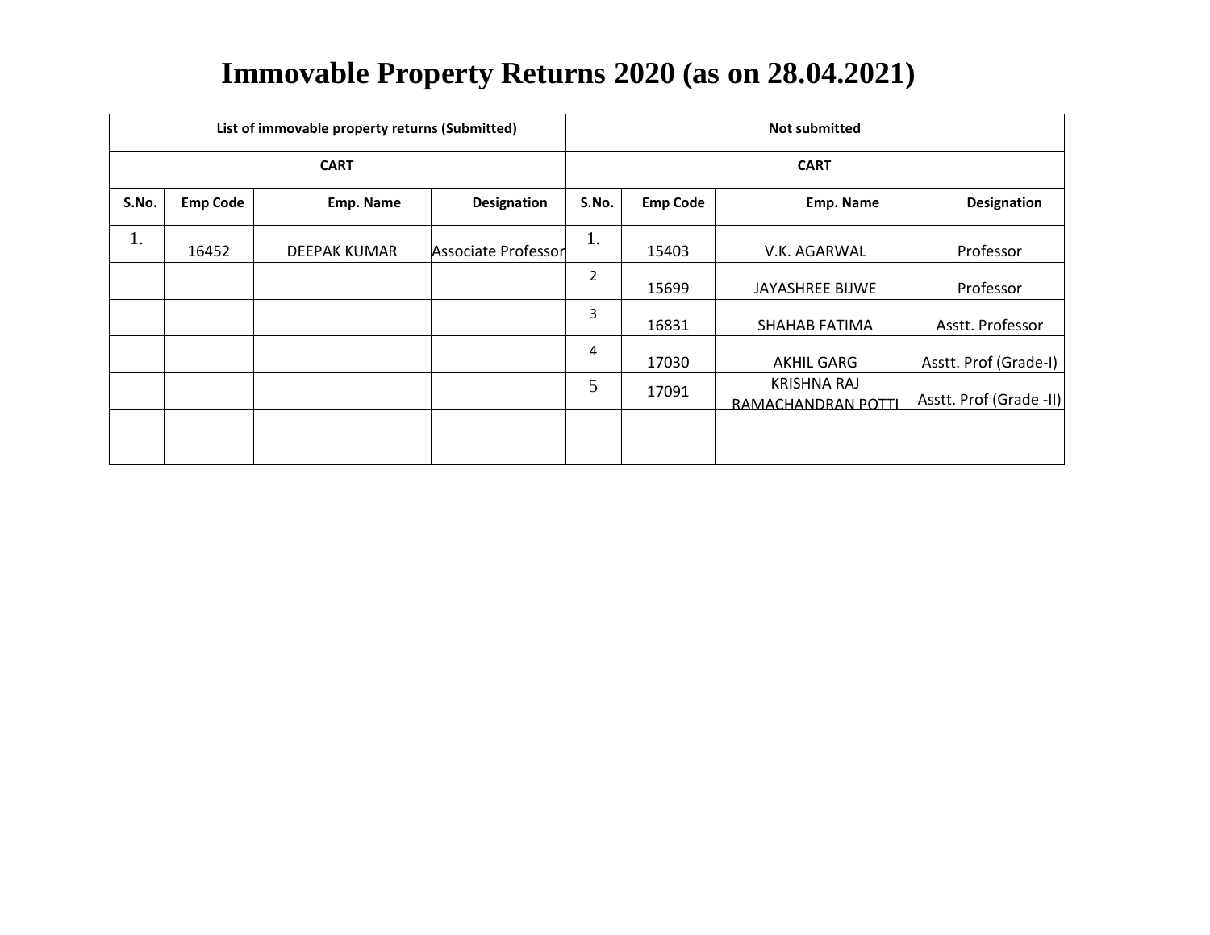# Immovable Property Returns 2020 (as on 28.04.2021)

| List of immovable property returns (Submitted) | | | | Not submitted | | | |
|---|---|---|---|---|---|---|---|
| CART | | | | CART | | | |
| S.No. | Emp Code | Emp. Name | Designation | S.No. | Emp Code | Emp. Name | Designation |
| 1. | 16452 | DEEPAK KUMAR | Associate Professor | 1. | 15403 | V.K. AGARWAL | Professor |
| | | | | 2 | 15699 | JAYASHREE BIJWE | Professor |
| | | | | 3 | 16831 | SHAHAB FATIMA | Asstt. Professor |
| | | | | 4 | 17030 | AKHIL GARG | Asstt. Prof (Grade-I) |
| | | | | 5 | 17091 | KRISHNA RAJ RAMACHANDRAN POTTI | Asstt. Prof (Grade -II) |
| | | | | | | | |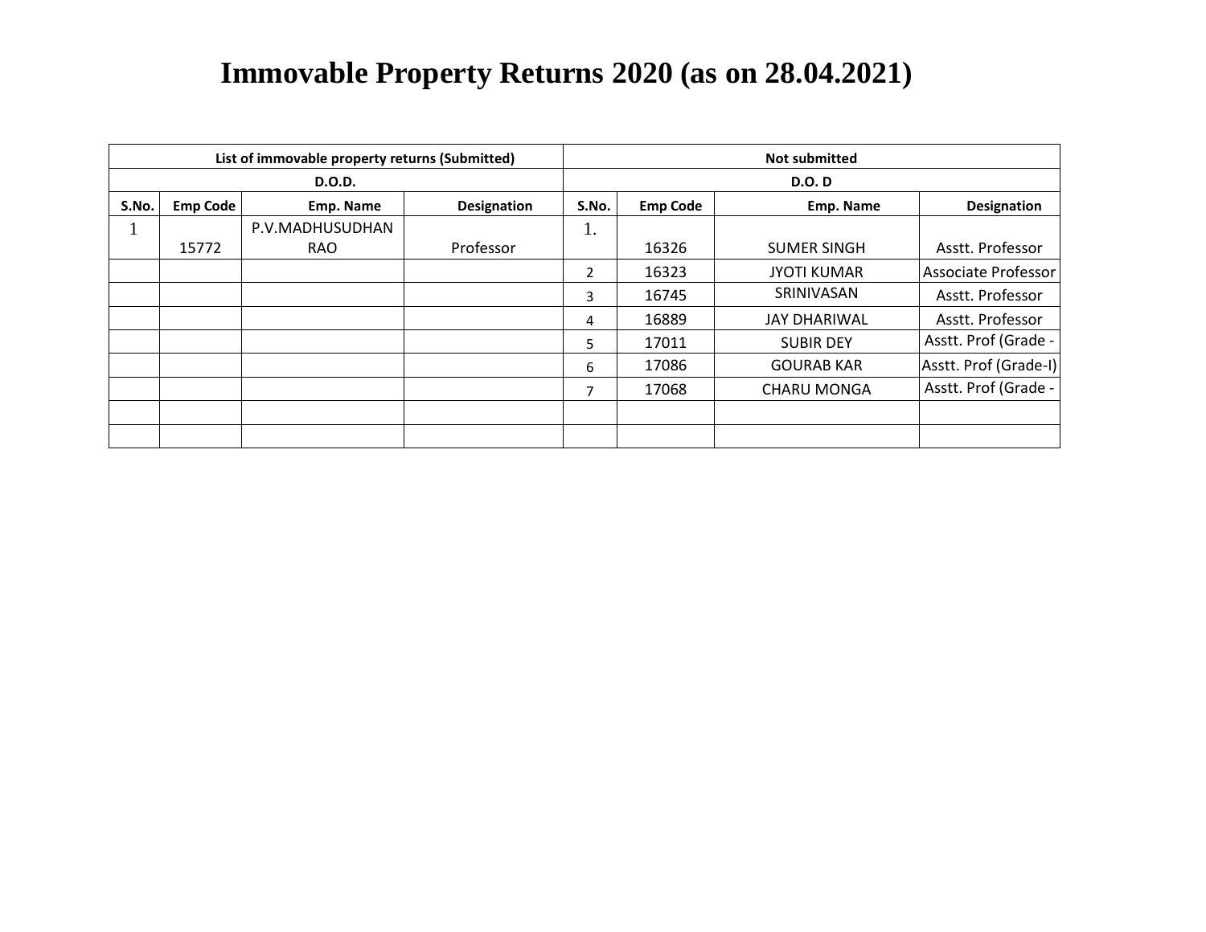# Immovable Property Returns 2020 (as on 28.04.2021)

| List of immovable property returns (Submitted) | | | | Not submitted | | | |
|---|---|---|---|---|---|---|---|
| D.O.D. | | | | D.O. D | | | |
| S.No. | Emp Code | Emp. Name | Designation | S.No. | Emp Code | Emp. Name | Designation |
| 1 | 15772 | P.V.MADHUSUDHAN RAO | Professor | 1. | 16326 | SUMER SINGH | Asstt. Professor |
| | | | | 2 | 16323 | JYOTI KUMAR | Associate Professor |
| | | | | 3 | 16745 | SRINIVASAN | Asstt. Professor |
| | | | | 4 | 16889 | JAY DHARIWAL | Asstt. Professor |
| | | | | 5 | 17011 | SUBIR DEY | Asstt. Prof (Grade - |
| | | | | 6 | 17086 | GOURAB KAR | Asstt. Prof (Grade-I) |
| | | | | 7 | 17068 | CHARU MONGA | Asstt. Prof (Grade - |
| | | | | | | | |
| | | | | | | | |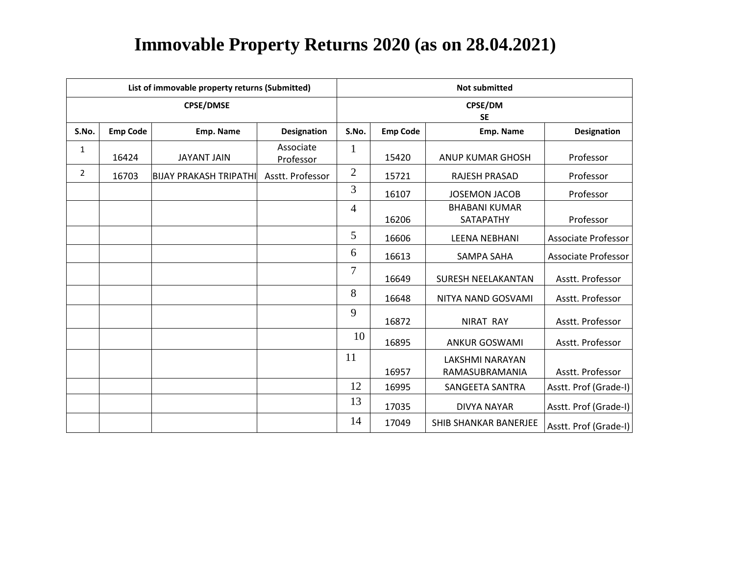# Immovable Property Returns 2020 (as on 28.04.2021)

| List of immovable property returns (Submitted) | | | | Not submitted | | | |
|---|---|---|---|---|---|---|---|
| CPSE/DMSE | | | | CPSE/DM SE | | | |
| S.No. | Emp Code | Emp. Name | Designation | S.No. | Emp Code | Emp. Name | Designation |
| 1 | 16424 | JAYANT JAIN | Associate Professor | 1 | 15420 | ANUP KUMAR GHOSH | Professor |
| 2 | 16703 | BIJAY PRAKASH TRIPATHI | Asstt. Professor | 2 | 15721 | RAJESH PRASAD | Professor |
| | | | | 3 | 16107 | JOSEMON JACOB | Professor |
| | | | | 4 | 16206 | BHABANI KUMAR SATAPATHY | Professor |
| | | | | 5 | 16606 | LEENA NEBHANI | Associate Professor |
| | | | | 6 | 16613 | SAMPA SAHA | Associate Professor |
| | | | | 7 | 16649 | SURESH NEELAKANTAN | Asstt. Professor |
| | | | | 8 | 16648 | NITYA NAND GOSVAMI | Asstt. Professor |
| | | | | 9 | 16872 | NIRAT RAY | Asstt. Professor |
| | | | | 10 | 16895 | ANKUR GOSWAMI | Asstt. Professor |
| | | | | 11 | 16957 | LAKSHMI NARAYAN RAMASUBRAMANIA | Asstt. Professor |
| | | | | 12 | 16995 | SANGEETA SANTRA | Asstt. Prof (Grade-I) |
| | | | | 13 | 17035 | DIVYA NAYAR | Asstt. Prof (Grade-I) |
| | | | | 14 | 17049 | SHIB SHANKAR BANERJEE | Asstt. Prof (Grade-I) |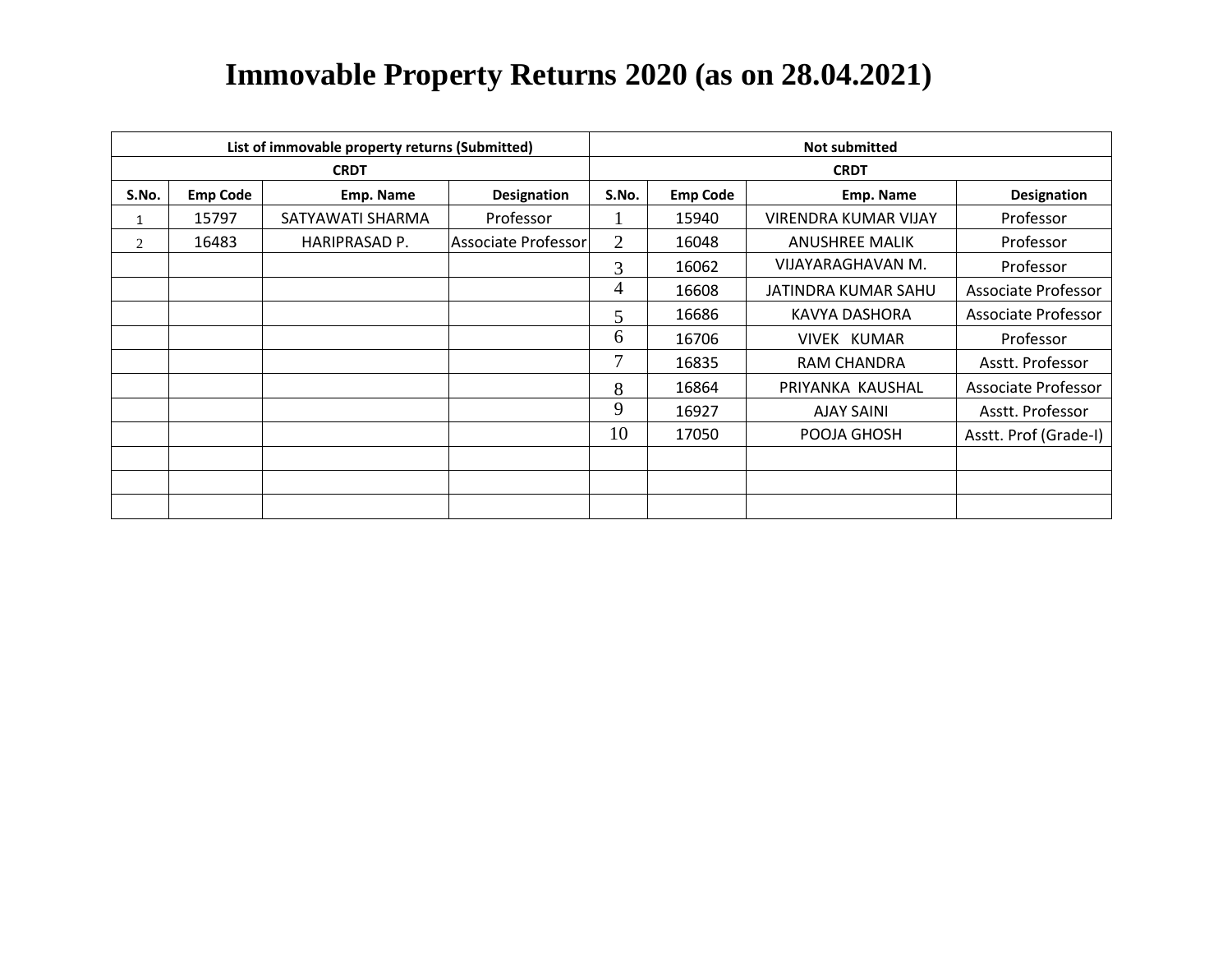# Immovable Property Returns 2020 (as on 28.04.2021)

| List of immovable property returns (Submitted) | | | | Not submitted | | | |
|---|---|---|---|---|---|---|---|
| CRDT | | | | CRDT | | | |
| S.No. | Emp Code | Emp. Name | Designation | S.No. | Emp Code | Emp. Name | Designation |
| 1 | 15797 | SATYAWATI SHARMA | Professor | 1 | 15940 | VIRENDRA KUMAR VIJAY | Professor |
| 2 | 16483 | HARIPRASAD P. | Associate Professor | 2 | 16048 | ANUSHREE MALIK | Professor |
| | | | | 3 | 16062 | VIJAYARAGHAVAN M. | Professor |
| | | | | 4 | 16608 | JATINDRA KUMAR SAHU | Associate Professor |
| | | | | 5 | 16686 | KAVYA DASHORA | Associate Professor |
| | | | | 6 | 16706 | VIVEK KUMAR | Professor |
| | | | | 7 | 16835 | RAM CHANDRA | Asstt. Professor |
| | | | | 8 | 16864 | PRIYANKA KAUSHAL | Associate Professor |
| | | | | 9 | 16927 | AJAY SAINI | Asstt. Professor |
| | | | | 10 | 17050 | POOJA GHOSH | Asstt. Prof (Grade-I) |
| | | | | | | | |
| | | | | | | | |
| | | | | | | | |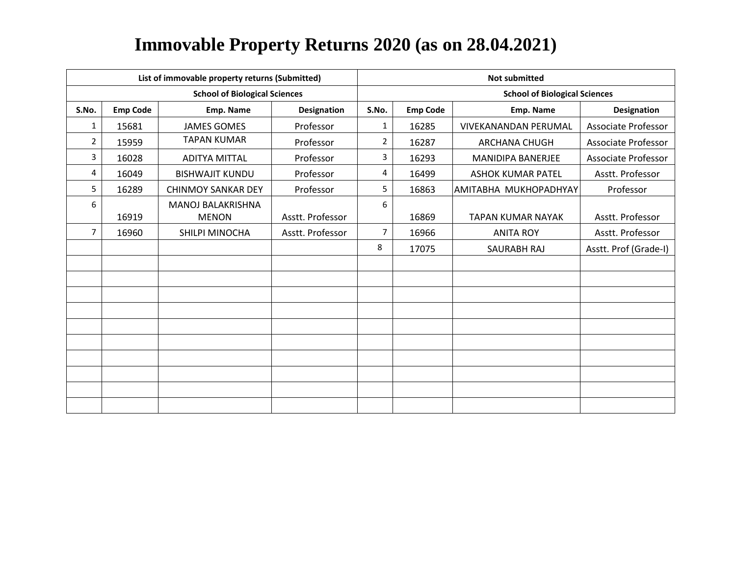# Immovable Property Returns 2020 (as on 28.04.2021)

| List of immovable property returns (Submitted) | | | | Not submitted | | | |
|---|---|---|---|---|---|---|---|
| School of Biological Sciences | | | | School of Biological Sciences | | | |
| S.No. | Emp Code | Emp. Name | Designation | S.No. | Emp Code | Emp. Name | Designation |
| 1 | 15681 | JAMES GOMES | Professor | 1 | 16285 | VIVEKANANDAN PERUMAL | Associate Professor |
| 2 | 15959 | TAPAN KUMAR | Professor | 2 | 16287 | ARCHANA CHUGH | Associate Professor |
| 3 | 16028 | ADITYA MITTAL | Professor | 3 | 16293 | MANIDIPA BANERJEE | Associate Professor |
| 4 | 16049 | BISHWAJIT KUNDU | Professor | 4 | 16499 | ASHOK KUMAR PATEL | Asstt. Professor |
| 5 | 16289 | CHINMOY SANKAR DEY | Professor | 5 | 16863 | AMITABHA MUKHOPADHYAY | Professor |
| 6 | 16919 | MANOJ BALAKRISHNA MENON | Asstt. Professor | 6 | 16869 | TAPAN KUMAR NAYAK | Asstt. Professor |
| 7 | 16960 | SHILPI MINOCHA | Asstt. Professor | 7 | 16966 | ANITA ROY | Asstt. Professor |
| | | | | 8 | 17075 | SAURABH RAJ | Asstt. Prof (Grade-I) |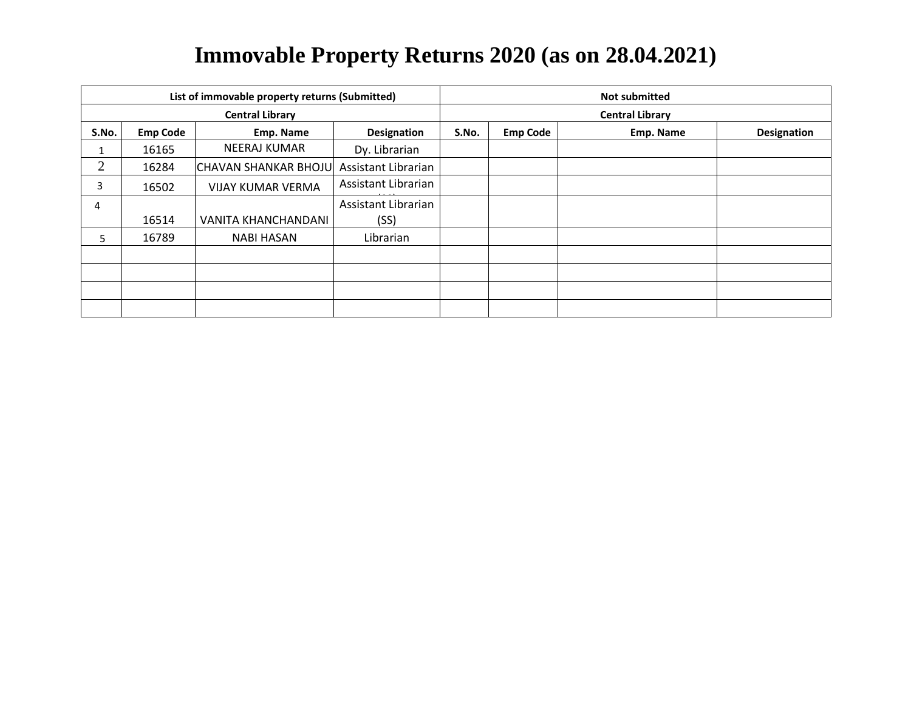# Immovable Property Returns 2020 (as on 28.04.2021)

| List of immovable property returns (Submitted) | | | | Not submitted | | | |
|---|---|---|---|---|---|---|---|
| Central Library | | | | Central Library | | | |
| S.No. | Emp Code | Emp. Name | Designation | S.No. | Emp Code | Emp. Name | Designation |
| 1 | 16165 | NEERAJ KUMAR | Dy. Librarian | | | | |
| 2 | 16284 | CHAVAN SHANKAR BHOJU | Assistant Librarian | | | | |
| 3 | 16502 | VIJAY KUMAR VERMA | Assistant Librarian (SS) | | | | |
| 4 | 16514 | VANITA KHANCHANDANI | Assistant Librarian (SS) | | | | |
| 5 | 16789 | NABI HASAN | Librarian | | | | |
| | | | | | | | |
| | | | | | | | |
| | | | | | | | |
| | | | | | | | |